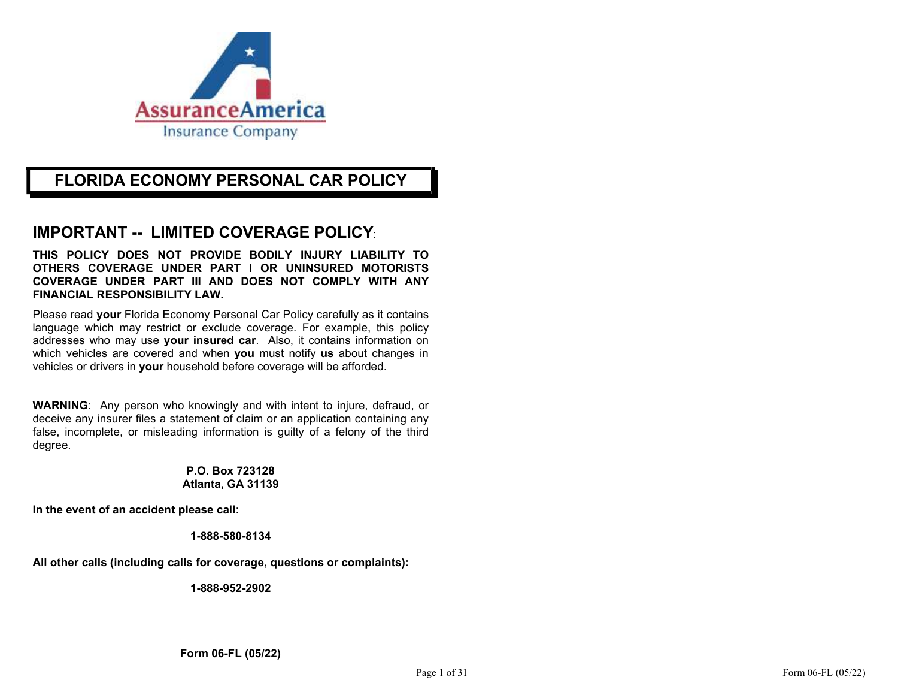AssuranceAmerica
Insurance Company

# FLORIDA ECONOMY PERSONAL CAR POLICY

## IMPORTANT -- LIMITED COVERAGE POLICY:

**THIS POLICY DOES NOT PROVIDE BODILY INJURY LIABILITY TO OTHERS COVERAGE UNDER PART I OR UNINSURED MOTORISTS COVERAGE UNDER PART III AND DOES NOT COMPLY WITH ANY FINANCIAL RESPONSIBILITY LAW.**

Please read **your** Florida Economy Personal Car Policy carefully as it contains language which may restrict or exclude coverage. For example, this policy addresses who may use **your insured car**. Also, it contains information on which vehicles are covered and when **you** must notify **us** about changes in vehicles or drivers in **your** household before coverage will be afforded.

**WARNING**: Any person who knowingly and with intent to injure, defraud, or deceive any insurer files a statement of claim or an application containing any false, incomplete, or misleading information is guilty of a felony of the third degree.

**P.O. Box 723128**
**Atlanta, GA 31139**

**In the event of an accident please call:**

**1-888-580-8134**

**All other calls (including calls for coverage, questions or complaints):**

**1-888-952-2902**

**Form 06-FL (05/22)**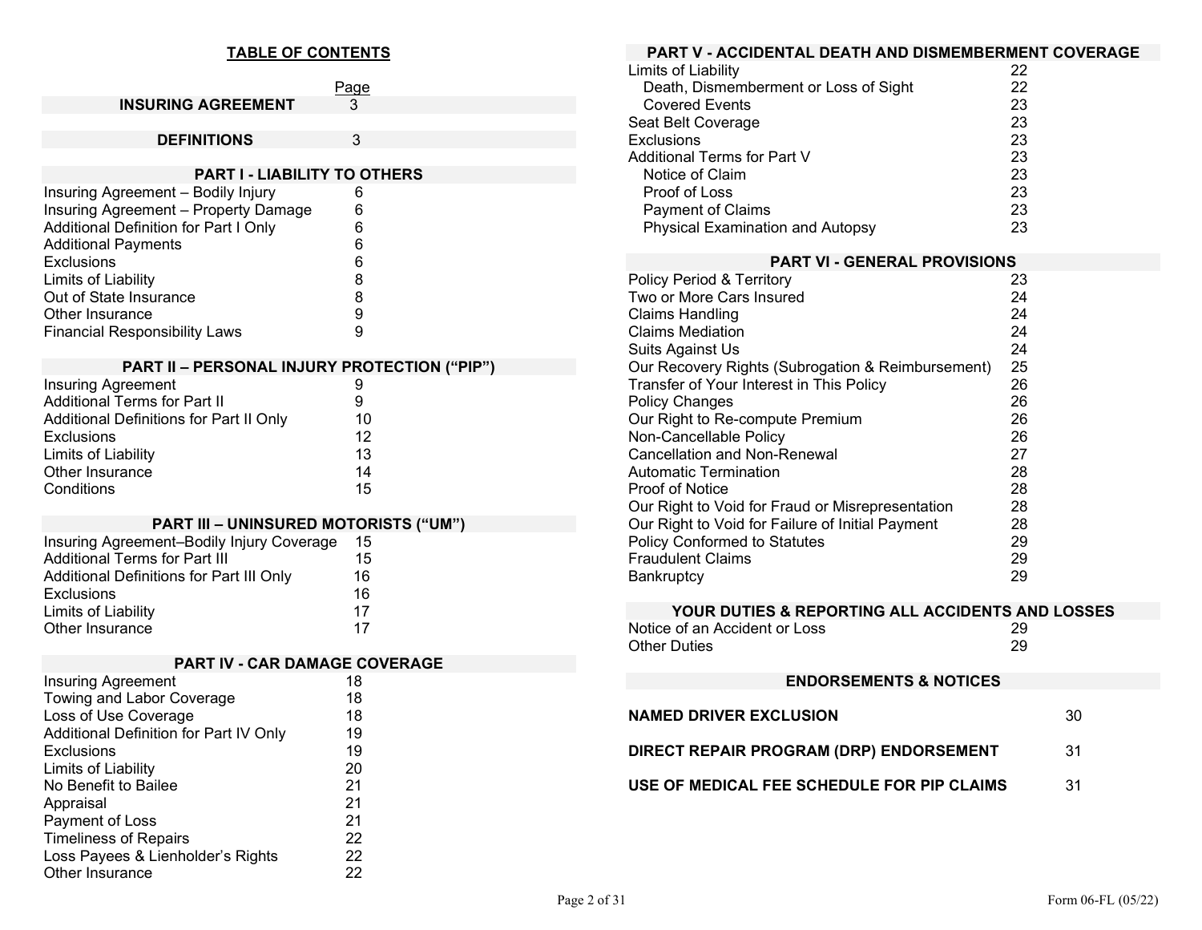## TABLE OF CONTENTS

| | Page |
|---|---|
| **INSURING AGREEMENT** | 3 |
| **DEFINITIONS** | 3 |

### PART I - LIABILITY TO OTHERS

| | |
|---|---|
| Insuring Agreement – Bodily Injury | 6 |
| Insuring Agreement – Property Damage | 6 |
| Additional Definition for Part I Only | 6 |
| Additional Payments | 6 |
| Exclusions | 6 |
| Limits of Liability | 8 |
| Out of State Insurance | 8 |
| Other Insurance | 9 |
| Financial Responsibility Laws | 9 |

### PART II – PERSONAL INJURY PROTECTION (“PIP”)

| | |
|---|---|
| Insuring Agreement | 9 |
| Additional Terms for Part II | 9 |
| Additional Definitions for Part II Only | 10 |
| Exclusions | 12 |
| Limits of Liability | 13 |
| Other Insurance | 14 |
| Conditions | 15 |

### PART III – UNINSURED MOTORISTS (“UM”)

| | |
|---|---|
| Insuring Agreement–Bodily Injury Coverage | 15 |
| Additional Terms for Part III | 15 |
| Additional Definitions for Part III Only | 16 |
| Exclusions | 16 |
| Limits of Liability | 17 |
| Other Insurance | 17 |

### PART IV - CAR DAMAGE COVERAGE

| | |
|---|---|
| Insuring Agreement | 18 |
| Towing and Labor Coverage | 18 |
| Loss of Use Coverage | 18 |
| Additional Definition for Part IV Only | 19 |
| Exclusions | 19 |
| Limits of Liability | 20 |
| No Benefit to Bailee | 21 |
| Appraisal | 21 |
| Payment of Loss | 21 |
| Timeliness of Repairs | 22 |
| Loss Payees & Lienholder’s Rights | 22 |
| Other Insurance | 22 |

### PART V - ACCIDENTAL DEATH AND DISMEMBERMENT COVERAGE

| | |
|---|---|
| Limits of Liability | 22 |
| Death, Dismemberment or Loss of Sight | 22 |
| Covered Events | 23 |
| Seat Belt Coverage | 23 |
| Exclusions | 23 |
| Additional Terms for Part V | 23 |
| Notice of Claim | 23 |
| Proof of Loss | 23 |
| Payment of Claims | 23 |
| Physical Examination and Autopsy | 23 |

### PART VI - GENERAL PROVISIONS

| | |
|---|---|
| Policy Period & Territory | 23 |
| Two or More Cars Insured | 24 |
| Claims Handling | 24 |
| Claims Mediation | 24 |
| Suits Against Us | 24 |
| Our Recovery Rights (Subrogation & Reimbursement) | 25 |
| Transfer of Your Interest in This Policy | 26 |
| Policy Changes | 26 |
| Our Right to Re-compute Premium | 26 |
| Non-Cancellable Policy | 26 |
| Cancellation and Non-Renewal | 27 |
| Automatic Termination | 28 |
| Proof of Notice | 28 |
| Our Right to Void for Fraud or Misrepresentation | 28 |
| Our Right to Void for Failure of Initial Payment | 28 |
| Policy Conformed to Statutes | 29 |
| Fraudulent Claims | 29 |
| Bankruptcy | 29 |

### YOUR DUTIES & REPORTING ALL ACCIDENTS AND LOSSES

| | |
|---|---|
| Notice of an Accident or Loss | 29 |
| Other Duties | 29 |

### ENDORSEMENTS & NOTICES

| | |
|---|---|
| **NAMED DRIVER EXCLUSION** | 30 |
| **DIRECT REPAIR PROGRAM (DRP) ENDORSEMENT** | 31 |
| **USE OF MEDICAL FEE SCHEDULE FOR PIP CLAIMS** | 31 |

Form 06-FL (05/22)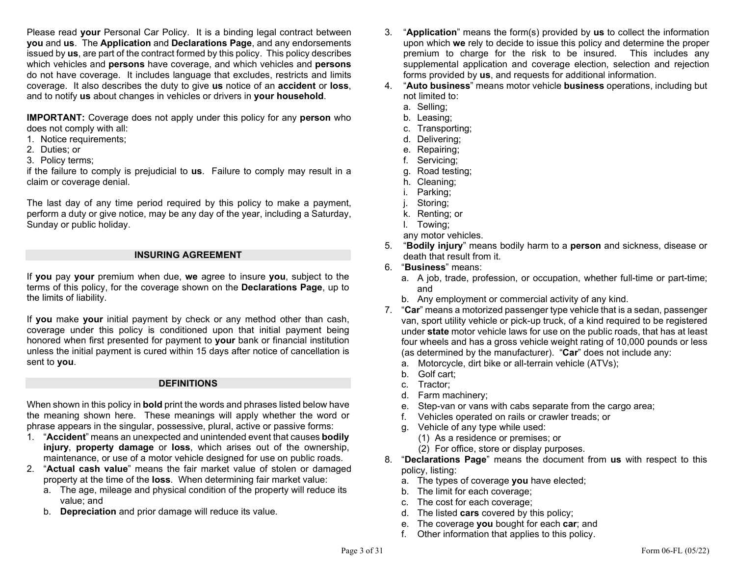Please read **your** Personal Car Policy. It is a binding legal contract between **you** and **us**. The **Application** and **Declarations Page**, and any endorsements issued by **us**, are part of the contract formed by this policy. This policy describes which vehicles and **persons** have coverage, and which vehicles and **persons** do not have coverage. It includes language that excludes, restricts and limits coverage. It also describes the duty to give **us** notice of an **accident** or **loss**, and to notify **us** about changes in vehicles or drivers in **your household**.

**IMPORTANT:** Coverage does not apply under this policy for any **person** who does not comply with all:

1. Notice requirements;
2. Duties; or
3. Policy terms;

if the failure to comply is prejudicial to **us**. Failure to comply may result in a claim or coverage denial.

The last day of any time period required by this policy to make a payment, perform a duty or give notice, may be any day of the year, including a Saturday, Sunday or public holiday.

## INSURING AGREEMENT

If **you** pay **your** premium when due, **we** agree to insure **you**, subject to the terms of this policy, for the coverage shown on the **Declarations Page**, up to the limits of liability.

If **you** make **your** initial payment by check or any method other than cash, coverage under this policy is conditioned upon that initial payment being honored when first presented for payment to **your** bank or financial institution unless the initial payment is cured within 15 days after notice of cancellation is sent to **you**.

## DEFINITIONS

When shown in this policy in **bold** print the words and phrases listed below have the meaning shown here. These meanings will apply whether the word or phrase appears in the singular, possessive, plural, active or passive forms:

1. "**Accident**" means an unexpected and unintended event that causes **bodily injury**, **property damage** or **loss**, which arises out of the ownership, maintenance, or use of a motor vehicle designed for use on public roads.
2. "**Actual cash value**" means the fair market value of stolen or damaged property at the time of the **loss**. When determining fair market value:
   a. The age, mileage and physical condition of the property will reduce its value; and
   b. **Depreciation** and prior damage will reduce its value.
3. "**Application**" means the form(s) provided by **us** to collect the information upon which **we** rely to decide to issue this policy and determine the proper premium to charge for the risk to be insured. This includes any supplemental application and coverage election, selection and rejection forms provided by **us**, and requests for additional information.
4. "**Auto business**" means motor vehicle **business** operations, including but not limited to:
   a. Selling;
   b. Leasing;
   c. Transporting;
   d. Delivering;
   e. Repairing;
   f. Servicing;
   g. Road testing;
   h. Cleaning;
   i. Parking;
   j. Storing;
   k. Renting; or
   l. Towing;

   any motor vehicles.
5. "**Bodily injury**" means bodily harm to a **person** and sickness, disease or death that result from it.
6. "**Business**" means:
   a. A job, trade, profession, or occupation, whether full-time or part-time; and
   b. Any employment or commercial activity of any kind.
7. "**Car**" means a motorized passenger type vehicle that is a sedan, passenger van, sport utility vehicle or pick-up truck, of a kind required to be registered under **state** motor vehicle laws for use on the public roads, that has at least four wheels and has a gross vehicle weight rating of 10,000 pounds or less (as determined by the manufacturer). "**Car**" does not include any:
   a. Motorcycle, dirt bike or all-terrain vehicle (ATVs);
   b. Golf cart;
   c. Tractor;
   d. Farm machinery;
   e. Step-van or vans with cabs separate from the cargo area;
   f. Vehicles operated on rails or crawler treads; or
   g. Vehicle of any type while used:
      (1) As a residence or premises; or
      (2) For office, store or display purposes.
8. "**Declarations Page**" means the document from **us** with respect to this policy, listing:
   a. The types of coverage **you** have elected;
   b. The limit for each coverage;
   c. The cost for each coverage;
   d. The listed **cars** covered by this policy;
   e. The coverage **you** bought for each **car**; and
   f. Other information that applies to this policy.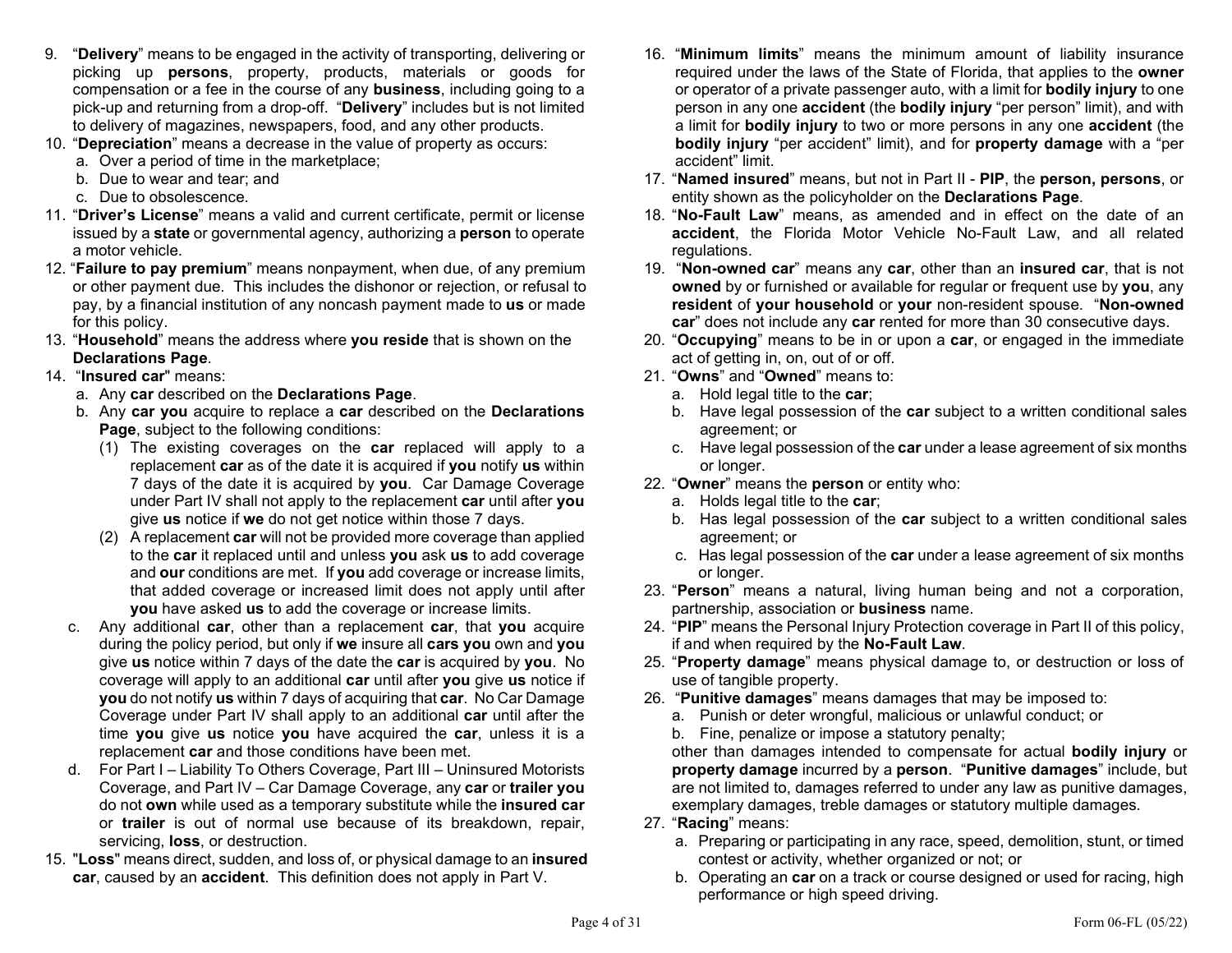9. "**Delivery**" means to be engaged in the activity of transporting, delivering or picking up **persons**, property, products, materials or goods for compensation or a fee in the course of any **business**, including going to a pick-up and returning from a drop-off. "**Delivery**" includes but is not limited to delivery of magazines, newspapers, food, and any other products.
10. "**Depreciation**" means a decrease in the value of property as occurs:
    a. Over a period of time in the marketplace;
    b. Due to wear and tear; and
    c. Due to obsolescence.
11. "**Driver's License**" means a valid and current certificate, permit or license issued by a **state** or governmental agency, authorizing a **person** to operate a motor vehicle.
12. "**Failure to pay premium**" means nonpayment, when due, of any premium or other payment due. This includes the dishonor or rejection, or refusal to pay, by a financial institution of any noncash payment made to **us** or made for this policy.
13. "**Household**" means the address where **you reside** that is shown on the **Declarations Page**.
14. "**Insured car**" means:
    a. Any **car** described on the **Declarations Page**.
    b. Any **car you** acquire to replace a **car** described on the **Declarations Page**, subject to the following conditions:
       (1) The existing coverages on the **car** replaced will apply to a replacement **car** as of the date it is acquired if **you** notify **us** within 7 days of the date it is acquired by **you**. Car Damage Coverage under Part IV shall not apply to the replacement **car** until after **you** give **us** notice if **we** do not get notice within those 7 days.
       (2) A replacement **car** will not be provided more coverage than applied to the **car** it replaced until and unless **you** ask **us** to add coverage and **our** conditions are met. If **you** add coverage or increase limits, that added coverage or increased limit does not apply until after **you** have asked **us** to add the coverage or increase limits.
    c. Any additional **car**, other than a replacement **car**, that **you** acquire during the policy period, but only if **we** insure all **cars you** own and **you** give **us** notice within 7 days of the date the **car** is acquired by **you**. No coverage will apply to an additional **car** until after **you** give **us** notice if **you** do not notify **us** within 7 days of acquiring that **car**. No Car Damage Coverage under Part IV shall apply to an additional **car** until after the time **you** give **us** notice **you** have acquired the **car**, unless it is a replacement **car** and those conditions have been met.
    d. For Part I – Liability To Others Coverage, Part III – Uninsured Motorists Coverage, and Part IV – Car Damage Coverage, any **car** or **trailer you** do not **own** while used as a temporary substitute while the **insured car** or **trailer** is out of normal use because of its breakdown, repair, servicing, **loss**, or destruction.
15. "**Loss**" means direct, sudden, and loss of, or physical damage to an **insured car**, caused by an **accident**. This definition does not apply in Part V.
16. "**Minimum limits**" means the minimum amount of liability insurance required under the laws of the State of Florida, that applies to the **owner** or operator of a private passenger auto, with a limit for **bodily injury** to one person in any one **accident** (the **bodily injury** "per person" limit), and with a limit for **bodily injury** to two or more persons in any one **accident** (the **bodily injury** "per accident" limit), and for **property damage** with a "per accident" limit.
17. "**Named insured**" means, but not in Part II - **PIP**, the **person, persons**, or entity shown as the policyholder on the **Declarations Page**.
18. "**No-Fault Law**" means, as amended and in effect on the date of an **accident**, the Florida Motor Vehicle No-Fault Law, and all related regulations.
19. "**Non-owned car**" means any **car**, other than an **insured car**, that is not **owned** by or furnished or available for regular or frequent use by **you**, any **resident** of **your household** or **your** non-resident spouse. "**Non-owned car**" does not include any **car** rented for more than 30 consecutive days.
20. "**Occupying**" means to be in or upon a **car**, or engaged in the immediate act of getting in, on, out of or off.
21. "**Owns**" and "**Owned**" means to:
    a. Hold legal title to the **car**;
    b. Have legal possession of the **car** subject to a written conditional sales agreement; or
    c. Have legal possession of the **car** under a lease agreement of six months or longer.
22. "**Owner**" means the **person** or entity who:
    a. Holds legal title to the **car**;
    b. Has legal possession of the **car** subject to a written conditional sales agreement; or
    c. Has legal possession of the **car** under a lease agreement of six months or longer.
23. "**Person**" means a natural, living human being and not a corporation, partnership, association or **business** name.
24. "**PIP**" means the Personal Injury Protection coverage in Part II of this policy, if and when required by the **No-Fault Law**.
25. "**Property damage**" means physical damage to, or destruction or loss of use of tangible property.
26. "**Punitive damages**" means damages that may be imposed to:
    a. Punish or deter wrongful, malicious or unlawful conduct; or
    b. Fine, penalize or impose a statutory penalty;

    other than damages intended to compensate for actual **bodily injury** or **property damage** incurred by a **person**. "**Punitive damages**" include, but are not limited to, damages referred to under any law as punitive damages, exemplary damages, treble damages or statutory multiple damages.
27. "**Racing**" means:
    a. Preparing or participating in any race, speed, demolition, stunt, or timed contest or activity, whether organized or not; or
    b. Operating an **car** on a track or course designed or used for racing, high performance or high speed driving.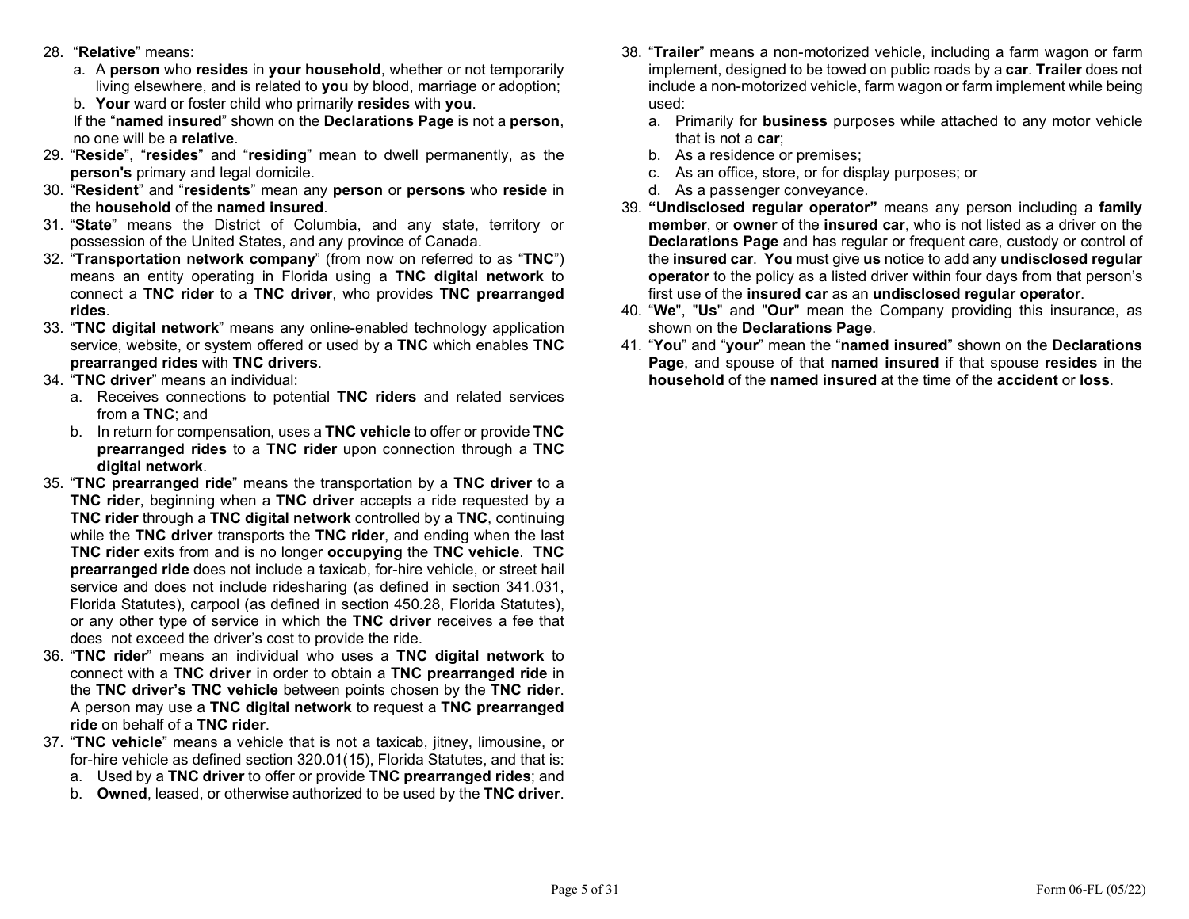28. "**Relative**" means:
    a. A **person** who **resides** in **your household**, whether or not temporarily living elsewhere, and is related to **you** by blood, marriage or adoption;
    b. **Your** ward or foster child who primarily **resides** with **you**.

    If the "**named insured**" shown on the **Declarations Page** is not a **person**, no one will be a **relative**.
29. "**Reside**", "**resides**" and "**residing**" mean to dwell permanently, as the **person's** primary and legal domicile.
30. "**Resident**" and "**residents**" mean any **person** or **persons** who **reside** in the **household** of the **named insured**.
31. "**State**" means the District of Columbia, and any state, territory or possession of the United States, and any province of Canada.
32. "**Transportation network company**" (from now on referred to as "**TNC**") means an entity operating in Florida using a **TNC digital network** to connect a **TNC rider** to a **TNC driver**, who provides **TNC prearranged rides**.
33. "**TNC digital network**" means any online-enabled technology application service, website, or system offered or used by a **TNC** which enables **TNC prearranged rides** with **TNC drivers**.
34. "**TNC driver**" means an individual:
    a. Receives connections to potential **TNC riders** and related services from a **TNC**; and
    b. In return for compensation, uses a **TNC vehicle** to offer or provide **TNC prearranged rides** to a **TNC rider** upon connection through a **TNC digital network**.
35. "**TNC prearranged ride**" means the transportation by a **TNC driver** to a **TNC rider**, beginning when a **TNC driver** accepts a ride requested by a **TNC rider** through a **TNC digital network** controlled by a **TNC**, continuing while the **TNC driver** transports the **TNC rider**, and ending when the last **TNC rider** exits from and is no longer **occupying** the **TNC vehicle**. **TNC prearranged ride** does not include a taxicab, for-hire vehicle, or street hail service and does not include ridesharing (as defined in section 341.031, Florida Statutes), carpool (as defined in section 450.28, Florida Statutes), or any other type of service in which the **TNC driver** receives a fee that does not exceed the driver's cost to provide the ride.
36. "**TNC rider**" means an individual who uses a **TNC digital network** to connect with a **TNC driver** in order to obtain a **TNC prearranged ride** in the **TNC driver's TNC vehicle** between points chosen by the **TNC rider**. A person may use a **TNC digital network** to request a **TNC prearranged ride** on behalf of a **TNC rider**.
37. "**TNC vehicle**" means a vehicle that is not a taxicab, jitney, limousine, or for-hire vehicle as defined section 320.01(15), Florida Statutes, and that is:
    a. Used by a **TNC driver** to offer or provide **TNC prearranged rides**; and
    b. **Owned**, leased, or otherwise authorized to be used by the **TNC driver**.
38. "**Trailer**" means a non-motorized vehicle, including a farm wagon or farm implement, designed to be towed on public roads by a **car**. **Trailer** does not include a non-motorized vehicle, farm wagon or farm implement while being used:
    a. Primarily for **business** purposes while attached to any motor vehicle that is not a **car**;
    b. As a residence or premises;
    c. As an office, store, or for display purposes; or
    d. As a passenger conveyance.
39. **"Undisclosed regular operator"** means any person including a **family member**, or **owner** of the **insured car**, who is not listed as a driver on the **Declarations Page** and has regular or frequent care, custody or control of the **insured car**. **You** must give **us** notice to add any **undisclosed regular operator** to the policy as a listed driver within four days from that person's first use of the **insured car** as an **undisclosed regular operator**.
40. "**We**", "**Us**" and "**Our**" mean the Company providing this insurance, as shown on the **Declarations Page**.
41. "**You**" and "**your**" mean the "**named insured**" shown on the **Declarations Page**, and spouse of that **named insured** if that spouse **resides** in the **household** of the **named insured** at the time of the **accident** or **loss**.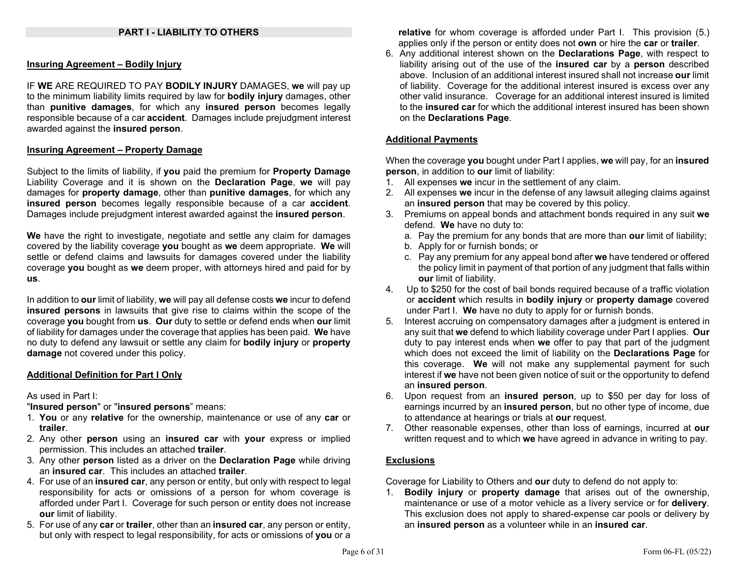## PART I - LIABILITY TO OTHERS

**Insuring Agreement – Bodily Injury**

IF **WE** ARE REQUIRED TO PAY **BODILY INJURY** DAMAGES, **we** will pay up to the minimum liability limits required by law for **bodily injury** damages, other than **punitive damages**, for which any **insured person** becomes legally responsible because of a car **accident**. Damages include prejudgment interest awarded against the **insured person**.

**Insuring Agreement – Property Damage**

Subject to the limits of liability, if **you** paid the premium for **Property Damage** Liability Coverage and it is shown on the **Declaration Page**, **we** will pay damages for **property damage**, other than **punitive damages**, for which any **insured person** becomes legally responsible because of a car **accident**. Damages include prejudgment interest awarded against the **insured person**.

**We** have the right to investigate, negotiate and settle any claim for damages covered by the liability coverage **you** bought as **we** deem appropriate. **We** will settle or defend claims and lawsuits for damages covered under the liability coverage **you** bought as **we** deem proper, with attorneys hired and paid for by **us**.

In addition to **our** limit of liability, **we** will pay all defense costs **we** incur to defend **insured persons** in lawsuits that give rise to claims within the scope of the coverage **you** bought from **us**. **Our** duty to settle or defend ends when **our** limit of liability for damages under the coverage that applies has been paid. **We** have no duty to defend any lawsuit or settle any claim for **bodily injury** or **property damage** not covered under this policy.

**Additional Definition for Part I Only**

As used in Part I:

"**Insured person**" or "**insured persons**" means:

1. **You** or any **relative** for the ownership, maintenance or use of any **car** or **trailer**.
2. Any other **person** using an **insured car** with **your** express or implied permission. This includes an attached **trailer**.
3. Any other **person** listed as a driver on the **Declaration Page** while driving an **insured car**. This includes an attached **trailer**.
4. For use of an **insured car**, any person or entity, but only with respect to legal responsibility for acts or omissions of a person for whom coverage is afforded under Part I. Coverage for such person or entity does not increase **our** limit of liability.
5. For use of any **car** or **trailer**, other than an **insured car**, any person or entity, but only with respect to legal responsibility, for acts or omissions of **you** or a **relative** for whom coverage is afforded under Part I. This provision (5.) applies only if the person or entity does not **own** or hire the **car** or **trailer**.
6. Any additional interest shown on the **Declarations Page**, with respect to liability arising out of the use of the **insured car** by a **person** described above. Inclusion of an additional interest insured shall not increase **our** limit of liability. Coverage for the additional interest insured is excess over any other valid insurance. Coverage for an additional interest insured is limited to the **insured car** for which the additional interest insured has been shown on the **Declarations Page**.

**Additional Payments**

When the coverage **you** bought under Part I applies, **we** will pay, for an **insured person**, in addition to **our** limit of liability:

1. All expenses **we** incur in the settlement of any claim.
2. All expenses **we** incur in the defense of any lawsuit alleging claims against an **insured person** that may be covered by this policy.
3. Premiums on appeal bonds and attachment bonds required in any suit **we** defend. **We** have no duty to:
   a. Pay the premium for any bonds that are more than **our** limit of liability;
   b. Apply for or furnish bonds; or
   c. Pay any premium for any appeal bond after **we** have tendered or offered the policy limit in payment of that portion of any judgment that falls within **our** limit of liability.
4. Up to $250 for the cost of bail bonds required because of a traffic violation or **accident** which results in **bodily injury** or **property damage** covered under Part I. **We** have no duty to apply for or furnish bonds.
5. Interest accruing on compensatory damages after a judgment is entered in any suit that **we** defend to which liability coverage under Part I applies. **Our** duty to pay interest ends when **we** offer to pay that part of the judgment which does not exceed the limit of liability on the **Declarations Page** for this coverage. **We** will not make any supplemental payment for such interest if **we** have not been given notice of suit or the opportunity to defend an **insured person**.
6. Upon request from an **insured person**, up to $50 per day for loss of earnings incurred by an **insured person**, but no other type of income, due to attendance at hearings or trials at **our** request.
7. Other reasonable expenses, other than loss of earnings, incurred at **our** written request and to which **we** have agreed in advance in writing to pay.

**Exclusions**

Coverage for Liability to Others and **our** duty to defend do not apply to:

1. **Bodily injury** or **property damage** that arises out of the ownership, maintenance or use of a motor vehicle as a livery service or for **delivery**. This exclusion does not apply to shared-expense car pools or delivery by an **insured person** as a volunteer while in an **insured car**.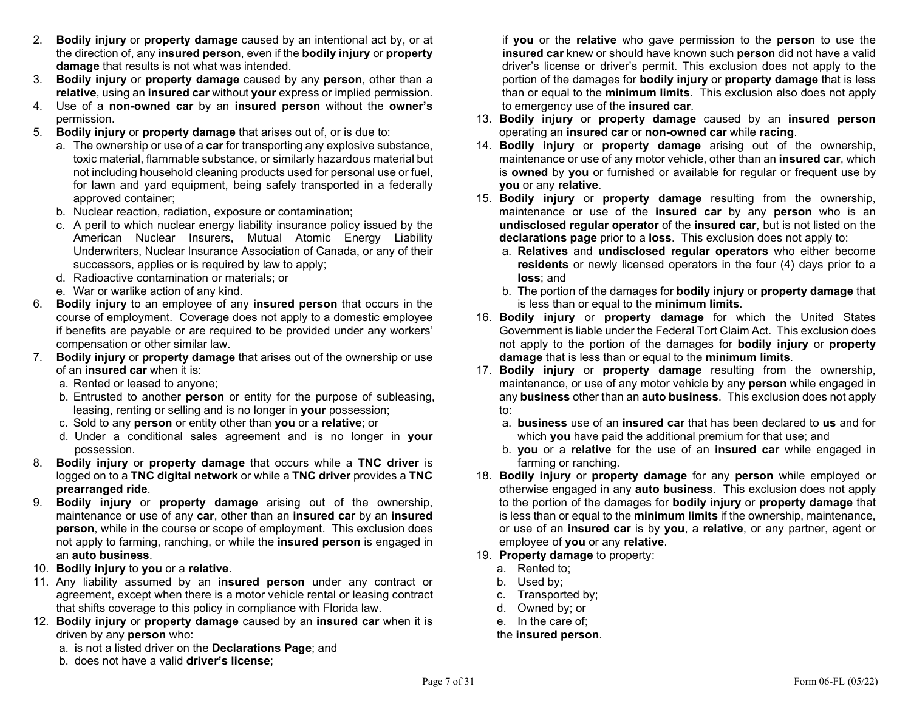2. **Bodily injury** or **property damage** caused by an intentional act by, or at the direction of, any **insured person**, even if the **bodily injury** or **property damage** that results is not what was intended.
3. **Bodily injury** or **property damage** caused by any **person**, other than a **relative**, using an **insured car** without **your** express or implied permission.
4. Use of a **non-owned car** by an **insured person** without the **owner's** permission.
5. **Bodily injury** or **property damage** that arises out of, or is due to:
   a. The ownership or use of a **car** for transporting any explosive substance, toxic material, flammable substance, or similarly hazardous material but not including household cleaning products used for personal use or fuel, for lawn and yard equipment, being safely transported in a federally approved container;
   b. Nuclear reaction, radiation, exposure or contamination;
   c. A peril to which nuclear energy liability insurance policy issued by the American Nuclear Insurers, Mutual Atomic Energy Liability Underwriters, Nuclear Insurance Association of Canada, or any of their successors, applies or is required by law to apply;
   d. Radioactive contamination or materials; or
   e. War or warlike action of any kind.
6. **Bodily injury** to an employee of any **insured person** that occurs in the course of employment. Coverage does not apply to a domestic employee if benefits are payable or are required to be provided under any workers' compensation or other similar law.
7. **Bodily injury** or **property damage** that arises out of the ownership or use of an **insured car** when it is:
   a. Rented or leased to anyone;
   b. Entrusted to another **person** or entity for the purpose of subleasing, leasing, renting or selling and is no longer in **your** possession;
   c. Sold to any **person** or entity other than **you** or a **relative**; or
   d. Under a conditional sales agreement and is no longer in **your** possession.
8. **Bodily injury** or **property damage** that occurs while a **TNC driver** is logged on to a **TNC digital network** or while a **TNC driver** provides a **TNC prearranged ride**.
9. **Bodily injury** or **property damage** arising out of the ownership, maintenance or use of any **car**, other than an **insured car** by an **insured person**, while in the course or scope of employment. This exclusion does not apply to farming, ranching, or while the **insured person** is engaged in an **auto business**.
10. **Bodily injury** to **you** or a **relative**.
11. Any liability assumed by an **insured person** under any contract or agreement, except when there is a motor vehicle rental or leasing contract that shifts coverage to this policy in compliance with Florida law.
12. **Bodily injury** or **property damage** caused by an **insured car** when it is driven by any **person** who:
    a. is not a listed driver on the **Declarations Page**; and
    b. does not have a valid **driver's license**;

    if **you** or the **relative** who gave permission to the **person** to use the **insured car** knew or should have known such **person** did not have a valid driver's license or driver's permit. This exclusion does not apply to the portion of the damages for **bodily injury** or **property damage** that is less than or equal to the **minimum limits**. This exclusion also does not apply to emergency use of the **insured car**.
13. **Bodily injury** or **property damage** caused by an **insured person** operating an **insured car** or **non-owned car** while **racing**.
14. **Bodily injury** or **property damage** arising out of the ownership, maintenance or use of any motor vehicle, other than an **insured car**, which is **owned** by **you** or furnished or available for regular or frequent use by **you** or any **relative**.
15. **Bodily injury** or **property damage** resulting from the ownership, maintenance or use of the **insured car** by any **person** who is an **undisclosed regular operator** of the **insured car**, but is not listed on the **declarations page** prior to a **loss**. This exclusion does not apply to:
    a. **Relatives** and **undisclosed regular operators** who either become **residents** or newly licensed operators in the four (4) days prior to a **loss**; and
    b. The portion of the damages for **bodily injury** or **property damage** that is less than or equal to the **minimum limits**.
16. **Bodily injury** or **property damage** for which the United States Government is liable under the Federal Tort Claim Act. This exclusion does not apply to the portion of the damages for **bodily injury** or **property damage** that is less than or equal to the **minimum limits**.
17. **Bodily injury** or **property damage** resulting from the ownership, maintenance, or use of any motor vehicle by any **person** while engaged in any **business** other than an **auto business**. This exclusion does not apply to:
    a. **business** use of an **insured car** that has been declared to **us** and for which **you** have paid the additional premium for that use; and
    b. **you** or a **relative** for the use of an **insured car** while engaged in farming or ranching.
18. **Bodily injury** or **property damage** for any **person** while employed or otherwise engaged in any **auto business**. This exclusion does not apply to the portion of the damages for **bodily injury** or **property damage** that is less than or equal to the **minimum limits** if the ownership, maintenance, or use of an **insured car** is by **you**, a **relative**, or any partner, agent or employee of **you** or any **relative**.
19. **Property damage** to property:
    a. Rented to;
    b. Used by;
    c. Transported by;
    d. Owned by; or
    e. In the care of;

    the **insured person**.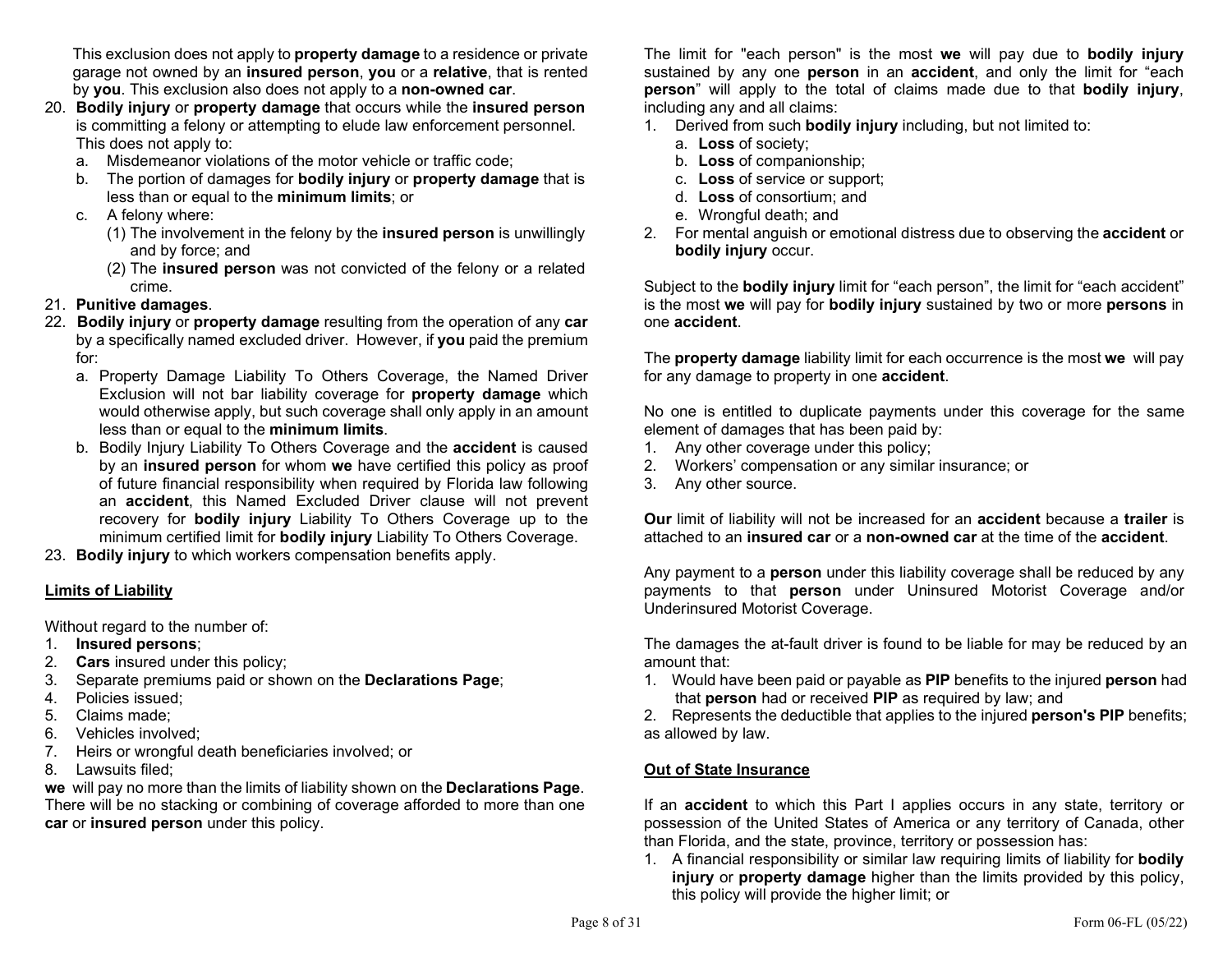This exclusion does not apply to **property damage** to a residence or private garage not owned by an **insured person**, **you** or a **relative**, that is rented by **you**. This exclusion also does not apply to a **non-owned car**.

20. **Bodily injury** or **property damage** that occurs while the **insured person** is committing a felony or attempting to elude law enforcement personnel. This does not apply to:
    a. Misdemeanor violations of the motor vehicle or traffic code;
    b. The portion of damages for **bodily injury** or **property damage** that is less than or equal to the **minimum limits**; or
    c. A felony where:
       (1) The involvement in the felony by the **insured person** is unwillingly and by force; and
       (2) The **insured person** was not convicted of the felony or a related crime.
21. **Punitive damages**.
22. **Bodily injury** or **property damage** resulting from the operation of any **car** by a specifically named excluded driver. However, if **you** paid the premium for:
    a. Property Damage Liability To Others Coverage, the Named Driver Exclusion will not bar liability coverage for **property damage** which would otherwise apply, but such coverage shall only apply in an amount less than or equal to the **minimum limits**.
    b. Bodily Injury Liability To Others Coverage and the **accident** is caused by an **insured person** for whom **we** have certified this policy as proof of future financial responsibility when required by Florida law following an **accident**, this Named Excluded Driver clause will not prevent recovery for **bodily injury** Liability To Others Coverage up to the minimum certified limit for **bodily injury** Liability To Others Coverage.
23. **Bodily injury** to which workers compensation benefits apply.

## Limits of Liability

Without regard to the number of:

1. **Insured persons**;
2. **Cars** insured under this policy;
3. Separate premiums paid or shown on the **Declarations Page**;
4. Policies issued;
5. Claims made;
6. Vehicles involved;
7. Heirs or wrongful death beneficiaries involved; or
8. Lawsuits filed;

**we** will pay no more than the limits of liability shown on the **Declarations Page**. There will be no stacking or combining of coverage afforded to more than one **car** or **insured person** under this policy.

The limit for "each person" is the most **we** will pay due to **bodily injury** sustained by any one **person** in an **accident**, and only the limit for "each **person**" will apply to the total of claims made due to that **bodily injury**, including any and all claims:

1. Derived from such **bodily injury** including, but not limited to:
   a. **Loss** of society;
   b. **Loss** of companionship;
   c. **Loss** of service or support;
   d. **Loss** of consortium; and
   e. Wrongful death; and
2. For mental anguish or emotional distress due to observing the **accident** or **bodily injury** occur.

Subject to the **bodily injury** limit for "each person", the limit for "each accident" is the most **we** will pay for **bodily injury** sustained by two or more **persons** in one **accident**.

The **property damage** liability limit for each occurrence is the most **we** will pay for any damage to property in one **accident**.

No one is entitled to duplicate payments under this coverage for the same element of damages that has been paid by:

1. Any other coverage under this policy;
2. Workers' compensation or any similar insurance; or
3. Any other source.

**Our** limit of liability will not be increased for an **accident** because a **trailer** is attached to an **insured car** or a **non-owned car** at the time of the **accident**.

Any payment to a **person** under this liability coverage shall be reduced by any payments to that **person** under Uninsured Motorist Coverage and/or Underinsured Motorist Coverage.

The damages the at-fault driver is found to be liable for may be reduced by an amount that:

1. Would have been paid or payable as **PIP** benefits to the injured **person** had that **person** had or received **PIP** as required by law; and
2. Represents the deductible that applies to the injured **person's PIP** benefits; as allowed by law.

## Out of State Insurance

If an **accident** to which this Part I applies occurs in any state, territory or possession of the United States of America or any territory of Canada, other than Florida, and the state, province, territory or possession has:

1. A financial responsibility or similar law requiring limits of liability for **bodily injury** or **property damage** higher than the limits provided by this policy, this policy will provide the higher limit; or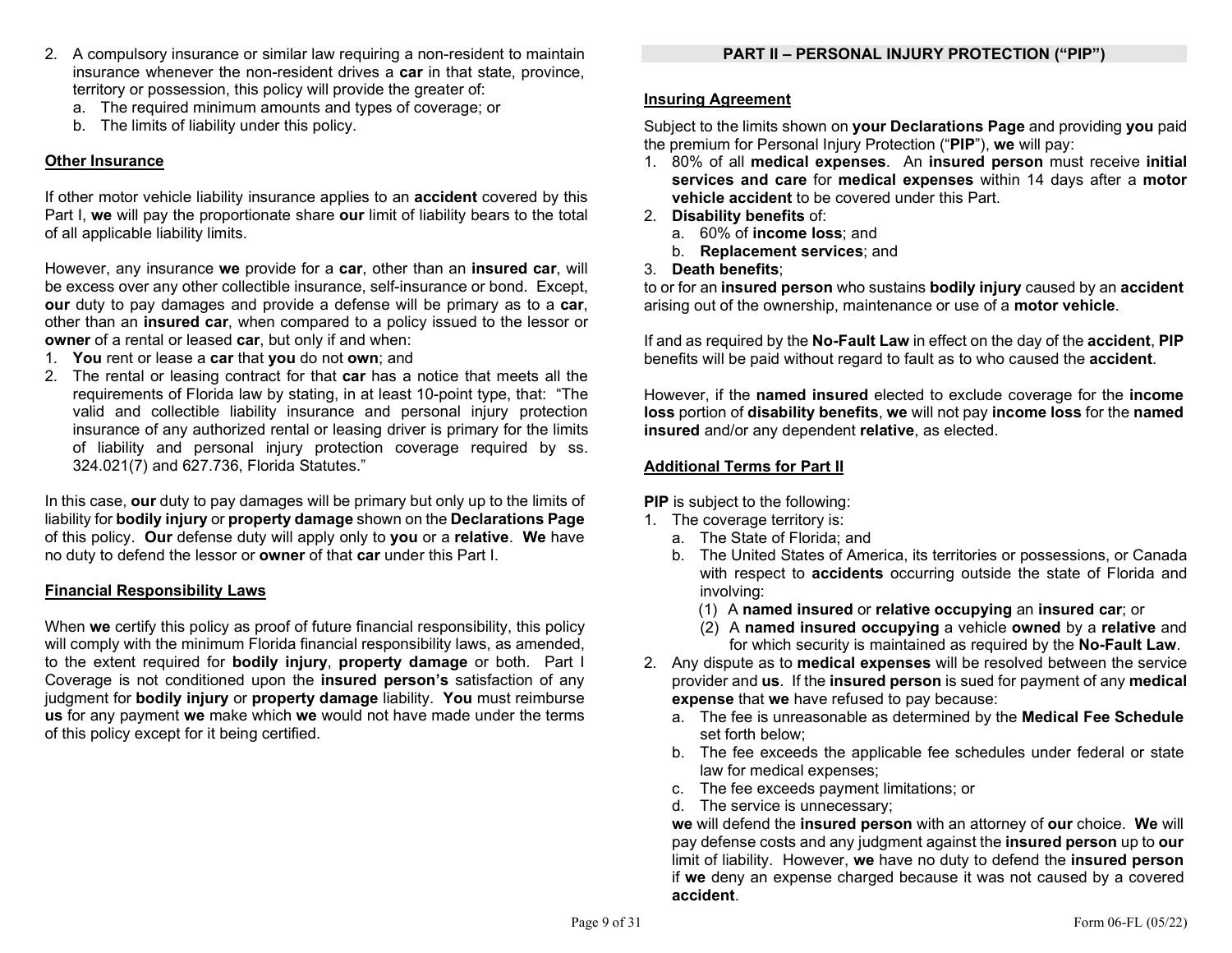2. A compulsory insurance or similar law requiring a non-resident to maintain insurance whenever the non-resident drives a **car** in that state, province, territory or possession, this policy will provide the greater of:
   a. The required minimum amounts and types of coverage; or
   b. The limits of liability under this policy.

**Other Insurance**

If other motor vehicle liability insurance applies to an **accident** covered by this Part I, **we** will pay the proportionate share **our** limit of liability bears to the total of all applicable liability limits.

However, any insurance **we** provide for a **car**, other than an **insured car**, will be excess over any other collectible insurance, self-insurance or bond. Except, **our** duty to pay damages and provide a defense will be primary as to a **car**, other than an **insured car**, when compared to a policy issued to the lessor or **owner** of a rental or leased **car**, but only if and when:

1. **You** rent or lease a **car** that **you** do not **own**; and
2. The rental or leasing contract for that **car** has a notice that meets all the requirements of Florida law by stating, in at least 10-point type, that: "The valid and collectible liability insurance and personal injury protection insurance of any authorized rental or leasing driver is primary for the limits of liability and personal injury protection coverage required by ss. 324.021(7) and 627.736, Florida Statutes."

In this case, **our** duty to pay damages will be primary but only up to the limits of liability for **bodily injury** or **property damage** shown on the **Declarations Page** of this policy. **Our** defense duty will apply only to **you** or a **relative**. **We** have no duty to defend the lessor or **owner** of that **car** under this Part I.

**Financial Responsibility Laws**

When **we** certify this policy as proof of future financial responsibility, this policy will comply with the minimum Florida financial responsibility laws, as amended, to the extent required for **bodily injury**, **property damage** or both. Part I Coverage is not conditioned upon the **insured person's** satisfaction of any judgment for **bodily injury** or **property damage** liability. **You** must reimburse **us** for any payment **we** make which **we** would not have made under the terms of this policy except for it being certified.

## PART II – PERSONAL INJURY PROTECTION ("PIP")

**Insuring Agreement**

Subject to the limits shown on **your Declarations Page** and providing **you** paid the premium for Personal Injury Protection ("**PIP**"), **we** will pay:

1. 80% of all **medical expenses**. An **insured person** must receive **initial services and care** for **medical expenses** within 14 days after a **motor vehicle accident** to be covered under this Part.
2. **Disability benefits** of:
   a. 60% of **income loss**; and
   b. **Replacement services**; and
3. **Death benefits**;

to or for an **insured person** who sustains **bodily injury** caused by an **accident** arising out of the ownership, maintenance or use of a **motor vehicle**.

If and as required by the **No-Fault Law** in effect on the day of the **accident**, **PIP** benefits will be paid without regard to fault as to who caused the **accident**.

However, if the **named insured** elected to exclude coverage for the **income loss** portion of **disability benefits**, **we** will not pay **income loss** for the **named insured** and/or any dependent **relative**, as elected.

**Additional Terms for Part II**

**PIP** is subject to the following:

1. The coverage territory is:
   a. The State of Florida; and
   b. The United States of America, its territories or possessions, or Canada with respect to **accidents** occurring outside the state of Florida and involving:
      (1) A **named insured** or **relative occupying** an **insured car**; or
      (2) A **named insured occupying** a vehicle **owned** by a **relative** and for which security is maintained as required by the **No-Fault Law**.
2. Any dispute as to **medical expenses** will be resolved between the service provider and **us**. If the **insured person** is sued for payment of any **medical expense** that **we** have refused to pay because:
   a. The fee is unreasonable as determined by the **Medical Fee Schedule** set forth below;
   b. The fee exceeds the applicable fee schedules under federal or state law for medical expenses;
   c. The fee exceeds payment limitations; or
   d. The service is unnecessary;

   **we** will defend the **insured person** with an attorney of **our** choice. **We** will pay defense costs and any judgment against the **insured person** up to **our** limit of liability. However, **we** have no duty to defend the **insured person** if **we** deny an expense charged because it was not caused by a covered **accident**.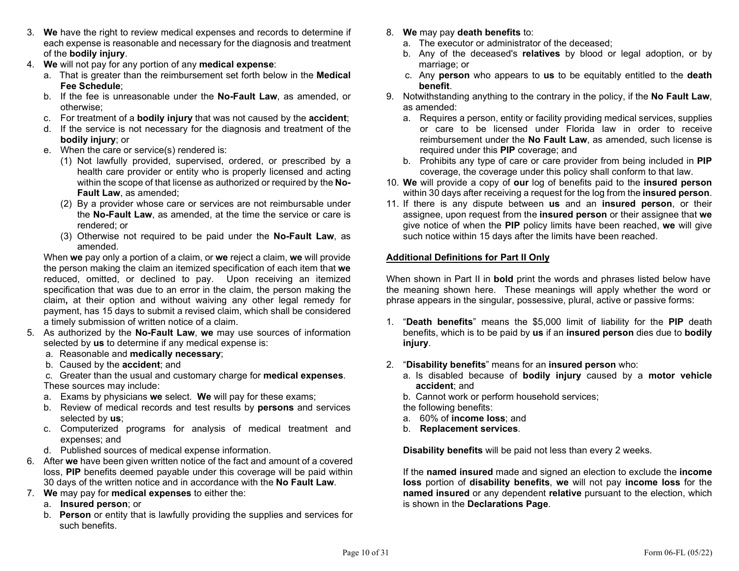3. **We** have the right to review medical expenses and records to determine if each expense is reasonable and necessary for the diagnosis and treatment of the **bodily injury**.
4. **We** will not pay for any portion of any **medical expense**:
   a. That is greater than the reimbursement set forth below in the **Medical Fee Schedule**;
   b. If the fee is unreasonable under the **No-Fault Law**, as amended, or otherwise;
   c. For treatment of a **bodily injury** that was not caused by the **accident**;
   d. If the service is not necessary for the diagnosis and treatment of the **bodily injury**; or
   e. When the care or service(s) rendered is:
      (1) Not lawfully provided, supervised, ordered, or prescribed by a health care provider or entity who is properly licensed and acting within the scope of that license as authorized or required by the **No-Fault Law**, as amended;
      (2) By a provider whose care or services are not reimbursable under the **No-Fault Law**, as amended, at the time the service or care is rendered; or
      (3) Otherwise not required to be paid under the **No-Fault Law**, as amended.

   When **we** pay only a portion of a claim, or **we** reject a claim, **we** will provide the person making the claim an itemized specification of each item that **we** reduced, omitted, or declined to pay. Upon receiving an itemized specification that was due to an error in the claim, the person making the claim**,** at their option and without waiving any other legal remedy for payment, has 15 days to submit a revised claim, which shall be considered a timely submission of written notice of a claim.
5. As authorized by the **No-Fault Law**, **we** may use sources of information selected by **us** to determine if any medical expense is:
   a. Reasonable and **medically necessary**;
   b. Caused by the **accident**; and
   c. Greater than the usual and customary charge for **medical expenses**.

   These sources may include:
   a. Exams by physicians **we** select. **We** will pay for these exams;
   b. Review of medical records and test results by **persons** and services selected by **us**;
   c. Computerized programs for analysis of medical treatment and expenses; and
   d. Published sources of medical expense information.
6. After **we** have been given written notice of the fact and amount of a covered loss, **PIP** benefits deemed payable under this coverage will be paid within 30 days of the written notice and in accordance with the **No Fault Law**.
7. **We** may pay for **medical expenses** to either the:
   a. **Insured person**; or
   b. **Person** or entity that is lawfully providing the supplies and services for such benefits.
8. **We** may pay **death benefits** to:
   a. The executor or administrator of the deceased;
   b. Any of the deceased's **relatives** by blood or legal adoption, or by marriage; or
   c. Any **person** who appears to **us** to be equitably entitled to the **death benefit**.
9. Notwithstanding anything to the contrary in the policy, if the **No Fault Law**, as amended:
   a. Requires a person, entity or facility providing medical services, supplies or care to be licensed under Florida law in order to receive reimbursement under the **No Fault Law**, as amended, such license is required under this **PIP** coverage; and
   b. Prohibits any type of care or care provider from being included in **PIP** coverage, the coverage under this policy shall conform to that law.
10. **We** will provide a copy of **our** log of benefits paid to the **insured person** within 30 days after receiving a request for the log from the **insured person**.
11. If there is any dispute between **us** and an **insured person**, or their assignee, upon request from the **insured person** or their assignee that **we** give notice of when the **PIP** policy limits have been reached, **we** will give such notice within 15 days after the limits have been reached.

## Additional Definitions for Part II Only

When shown in Part II in **bold** print the words and phrases listed below have the meaning shown here. These meanings will apply whether the word or phrase appears in the singular, possessive, plural, active or passive forms:

1. "**Death benefits**" means the $5,000 limit of liability for the **PIP** death benefits, which is to be paid by **us** if an **insured person** dies due to **bodily injury**.

2. "**Disability benefits**" means for an **insured person** who:
   a. Is disabled because of **bodily injury** caused by a **motor vehicle accident**; and
   b. Cannot work or perform household services;

   the following benefits:
   a. 60% of **income loss**; and
   b. **Replacement services**.

   **Disability benefits** will be paid not less than every 2 weeks.

   If the **named insured** made and signed an election to exclude the **income loss** portion of **disability benefits**, **we** will not pay **income loss** for the **named insured** or any dependent **relative** pursuant to the election, which is shown in the **Declarations Page**.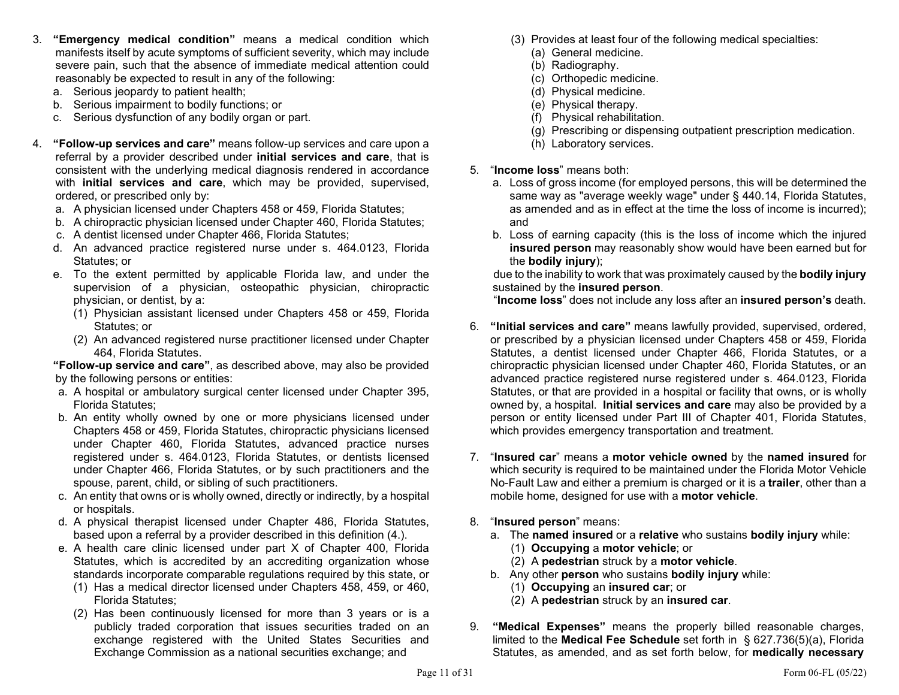3. **"Emergency medical condition"** means a medical condition which manifests itself by acute symptoms of sufficient severity, which may include severe pain, such that the absence of immediate medical attention could reasonably be expected to result in any of the following:
   a. Serious jeopardy to patient health;
   b. Serious impairment to bodily functions; or
   c. Serious dysfunction of any bodily organ or part.

4. **"Follow-up services and care"** means follow-up services and care upon a referral by a provider described under **initial services and care**, that is consistent with the underlying medical diagnosis rendered in accordance with **initial services and care**, which may be provided, supervised, ordered, or prescribed only by:
   a. A physician licensed under Chapters 458 or 459, Florida Statutes;
   b. A chiropractic physician licensed under Chapter 460, Florida Statutes;
   c. A dentist licensed under Chapter 466, Florida Statutes;
   d. An advanced practice registered nurse under s. 464.0123, Florida Statutes; or
   e. To the extent permitted by applicable Florida law, and under the supervision of a physician, osteopathic physician, chiropractic physician, or dentist, by a:
      (1) Physician assistant licensed under Chapters 458 or 459, Florida Statutes; or
      (2) An advanced registered nurse practitioner licensed under Chapter 464, Florida Statutes.

   **"Follow-up service and care"**, as described above, may also be provided by the following persons or entities:
   a. A hospital or ambulatory surgical center licensed under Chapter 395, Florida Statutes;
   b. An entity wholly owned by one or more physicians licensed under Chapters 458 or 459, Florida Statutes, chiropractic physicians licensed under Chapter 460, Florida Statutes, advanced practice nurses registered under s. 464.0123, Florida Statutes, or dentists licensed under Chapter 466, Florida Statutes, or by such practitioners and the spouse, parent, child, or sibling of such practitioners.
   c. An entity that owns or is wholly owned, directly or indirectly, by a hospital or hospitals.
   d. A physical therapist licensed under Chapter 486, Florida Statutes, based upon a referral by a provider described in this definition (4.).
   e. A health care clinic licensed under part X of Chapter 400, Florida Statutes, which is accredited by an accrediting organization whose standards incorporate comparable regulations required by this state, or
      (1) Has a medical director licensed under Chapters 458, 459, or 460, Florida Statutes;
      (2) Has been continuously licensed for more than 3 years or is a publicly traded corporation that issues securities traded on an exchange registered with the United States Securities and Exchange Commission as a national securities exchange; and
      (3) Provides at least four of the following medical specialties:
         (a) General medicine.
         (b) Radiography.
         (c) Orthopedic medicine.
         (d) Physical medicine.
         (e) Physical therapy.
         (f) Physical rehabilitation.
         (g) Prescribing or dispensing outpatient prescription medication.
         (h) Laboratory services.

5. "**Income loss**" means both:
   a. Loss of gross income (for employed persons, this will be determined the same way as "average weekly wage" under § 440.14, Florida Statutes, as amended and as in effect at the time the loss of income is incurred); and
   b. Loss of earning capacity (this is the loss of income which the injured **insured person** may reasonably show would have been earned but for the **bodily injury**);

   due to the inability to work that was proximately caused by the **bodily injury** sustained by the **insured person**.

   "**Income loss**" does not include any loss after an **insured person's** death.

6. **"Initial services and care"** means lawfully provided, supervised, ordered, or prescribed by a physician licensed under Chapters 458 or 459, Florida Statutes, a dentist licensed under Chapter 466, Florida Statutes, or a chiropractic physician licensed under Chapter 460, Florida Statutes, or an advanced practice registered nurse registered under s. 464.0123, Florida Statutes, or that are provided in a hospital or facility that owns, or is wholly owned by, a hospital. **Initial services and care** may also be provided by a person or entity licensed under Part III of Chapter 401, Florida Statutes, which provides emergency transportation and treatment.

7. "**Insured car**" means a **motor vehicle owned** by the **named insured** for which security is required to be maintained under the Florida Motor Vehicle No-Fault Law and either a premium is charged or it is a **trailer**, other than a mobile home, designed for use with a **motor vehicle**.

8. "**Insured person**" means:
   a. The **named insured** or a **relative** who sustains **bodily injury** while:
      (1) **Occupying** a **motor vehicle**; or
      (2) A **pedestrian** struck by a **motor vehicle**.
   b. Any other **person** who sustains **bodily injury** while:
      (1) **Occupying** an **insured car**; or
      (2) A **pedestrian** struck by an **insured car**.

9. **"Medical Expenses"** means the properly billed reasonable charges, limited to the **Medical Fee Schedule** set forth in § 627.736(5)(a), Florida Statutes, as amended, and as set forth below, for **medically necessary**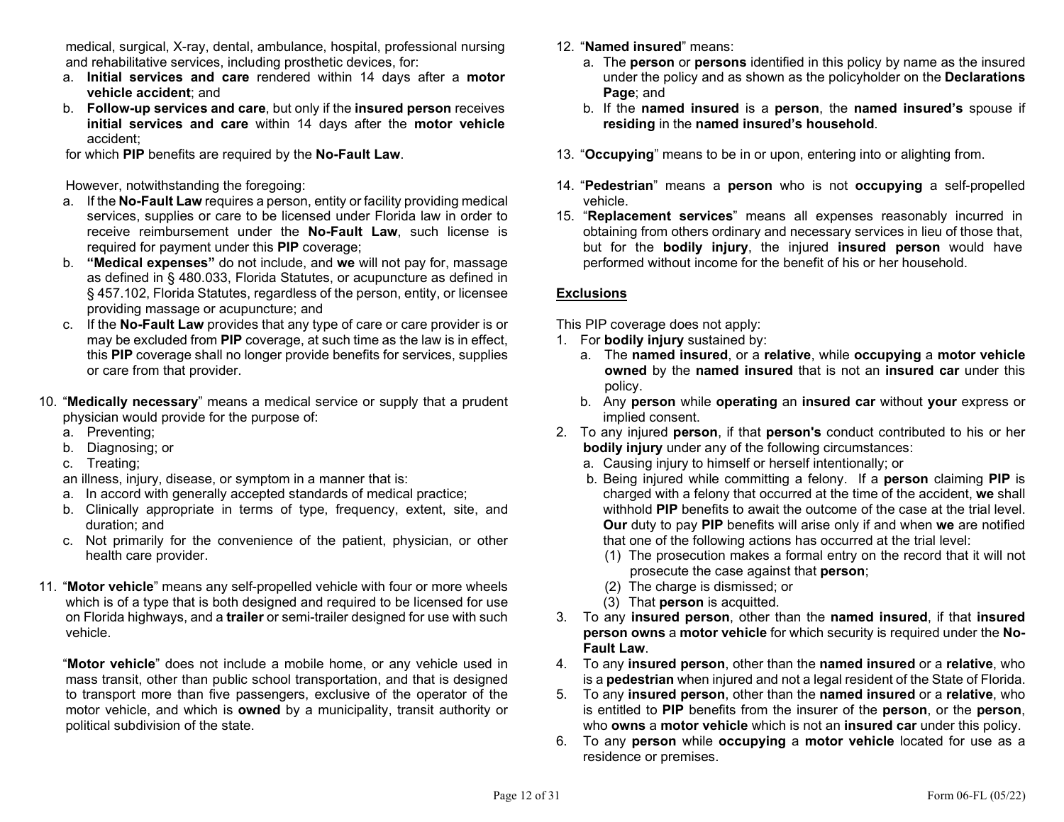medical, surgical, X-ray, dental, ambulance, hospital, professional nursing and rehabilitative services, including prosthetic devices, for:

a. **Initial services and care** rendered within 14 days after a **motor vehicle accident**; and
b. **Follow-up services and care**, but only if the **insured person** receives **initial services and care** within 14 days after the **motor vehicle** accident;

for which **PIP** benefits are required by the **No-Fault Law**.

However, notwithstanding the foregoing:

a. If the **No-Fault Law** requires a person, entity or facility providing medical services, supplies or care to be licensed under Florida law in order to receive reimbursement under the **No-Fault Law**, such license is required for payment under this **PIP** coverage;
b. **"Medical expenses"** do not include, and **we** will not pay for, massage as defined in § 480.033, Florida Statutes, or acupuncture as defined in § 457.102, Florida Statutes, regardless of the person, entity, or licensee providing massage or acupuncture; and
c. If the **No-Fault Law** provides that any type of care or care provider is or may be excluded from **PIP** coverage, at such time as the law is in effect, this **PIP** coverage shall no longer provide benefits for services, supplies or care from that provider.

10. "**Medically necessary**" means a medical service or supply that a prudent physician would provide for the purpose of:
    a. Preventing;
    b. Diagnosing; or
    c. Treating;

    an illness, injury, disease, or symptom in a manner that is:
    a. In accord with generally accepted standards of medical practice;
    b. Clinically appropriate in terms of type, frequency, extent, site, and duration; and
    c. Not primarily for the convenience of the patient, physician, or other health care provider.

11. "**Motor vehicle**" means any self-propelled vehicle with four or more wheels which is of a type that is both designed and required to be licensed for use on Florida highways, and a **trailer** or semi-trailer designed for use with such vehicle.

    "**Motor vehicle**" does not include a mobile home, or any vehicle used in mass transit, other than public school transportation, and that is designed to transport more than five passengers, exclusive of the operator of the motor vehicle, and which is **owned** by a municipality, transit authority or political subdivision of the state.

12. "**Named insured**" means:
    a. The **person** or **persons** identified in this policy by name as the insured under the policy and as shown as the policyholder on the **Declarations Page**; and
    b. If the **named insured** is a **person**, the **named insured's** spouse if **residing** in the **named insured's household**.

13. "**Occupying**" means to be in or upon, entering into or alighting from.

14. "**Pedestrian**" means a **person** who is not **occupying** a self-propelled vehicle.

15. "**Replacement services**" means all expenses reasonably incurred in obtaining from others ordinary and necessary services in lieu of those that, but for the **bodily injury**, the injured **insured person** would have performed without income for the benefit of his or her household.

## Exclusions

This PIP coverage does not apply:

1. For **bodily injury** sustained by:
   a. The **named insured**, or a **relative**, while **occupying** a **motor vehicle owned** by the **named insured** that is not an **insured car** under this policy.
   b. Any **person** while **operating** an **insured car** without **your** express or implied consent.
2. To any injured **person**, if that **person's** conduct contributed to his or her **bodily injury** under any of the following circumstances:
   a. Causing injury to himself or herself intentionally; or
   b. Being injured while committing a felony. If a **person** claiming **PIP** is charged with a felony that occurred at the time of the accident, **we** shall withhold **PIP** benefits to await the outcome of the case at the trial level. **Our** duty to pay **PIP** benefits will arise only if and when **we** are notified that one of the following actions has occurred at the trial level:
      (1) The prosecution makes a formal entry on the record that it will not prosecute the case against that **person**;
      (2) The charge is dismissed; or
      (3) That **person** is acquitted.
3. To any **insured person**, other than the **named insured**, if that **insured person owns** a **motor vehicle** for which security is required under the **No-Fault Law**.
4. To any **insured person**, other than the **named insured** or a **relative**, who is a **pedestrian** when injured and not a legal resident of the State of Florida.
5. To any **insured person**, other than the **named insured** or a **relative**, who is entitled to **PIP** benefits from the insurer of the **person**, or the **person**, who **owns** a **motor vehicle** which is not an **insured car** under this policy.
6. To any **person** while **occupying** a **motor vehicle** located for use as a residence or premises.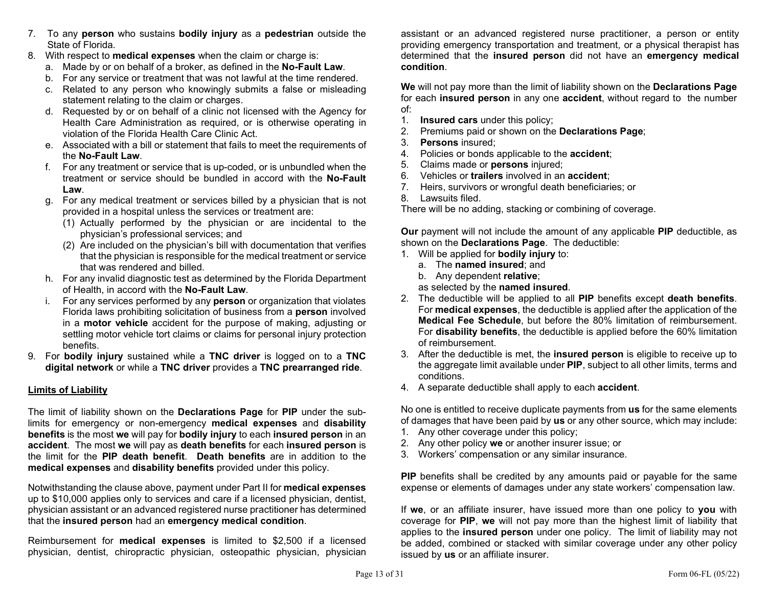7. To any **person** who sustains **bodily injury** as a **pedestrian** outside the State of Florida.
8. With respect to **medical expenses** when the claim or charge is:
   a. Made by or on behalf of a broker, as defined in the **No-Fault Law**.
   b. For any service or treatment that was not lawful at the time rendered.
   c. Related to any person who knowingly submits a false or misleading statement relating to the claim or charges.
   d. Requested by or on behalf of a clinic not licensed with the Agency for Health Care Administration as required, or is otherwise operating in violation of the Florida Health Care Clinic Act.
   e. Associated with a bill or statement that fails to meet the requirements of the **No-Fault Law**.
   f. For any treatment or service that is up-coded, or is unbundled when the treatment or service should be bundled in accord with the **No-Fault Law**.
   g. For any medical treatment or services billed by a physician that is not provided in a hospital unless the services or treatment are:
      (1) Actually performed by the physician or are incidental to the physician's professional services; and
      (2) Are included on the physician's bill with documentation that verifies that the physician is responsible for the medical treatment or service that was rendered and billed.
   h. For any invalid diagnostic test as determined by the Florida Department of Health, in accord with the **No-Fault Law**.
   i. For any services performed by any **person** or organization that violates Florida laws prohibiting solicitation of business from a **person** involved in a **motor vehicle** accident for the purpose of making, adjusting or settling motor vehicle tort claims or claims for personal injury protection benefits.
9. For **bodily injury** sustained while a **TNC driver** is logged on to a **TNC digital network** or while a **TNC driver** provides a **TNC prearranged ride**.

**Limits of Liability**

The limit of liability shown on the **Declarations Page** for **PIP** under the sub-limits for emergency or non-emergency **medical expenses** and **disability benefits** is the most **we** will pay for **bodily injury** to each **insured person** in an **accident**. The most **we** will pay as **death benefits** for each **insured person** is the limit for the **PIP death benefit**. **Death benefits** are in addition to the **medical expenses** and **disability benefits** provided under this policy.

Notwithstanding the clause above, payment under Part II for **medical expenses** up to $10,000 applies only to services and care if a licensed physician, dentist, physician assistant or an advanced registered nurse practitioner has determined that the **insured person** had an **emergency medical condition**.

Reimbursement for **medical expenses** is limited to $2,500 if a licensed physician, dentist, chiropractic physician, osteopathic physician, physician assistant or an advanced registered nurse practitioner, a person or entity providing emergency transportation and treatment, or a physical therapist has determined that the **insured person** did not have an **emergency medical condition**.

**We** will not pay more than the limit of liability shown on the **Declarations Page** for each **insured person** in any one **accident**, without regard to the number of:

1. **Insured cars** under this policy;
2. Premiums paid or shown on the **Declarations Page**;
3. **Persons** insured;
4. Policies or bonds applicable to the **accident**;
5. Claims made or **persons** injured;
6. Vehicles or **trailers** involved in an **accident**;
7. Heirs, survivors or wrongful death beneficiaries; or
8. Lawsuits filed.

There will be no adding, stacking or combining of coverage.

**Our** payment will not include the amount of any applicable **PIP** deductible, as shown on the **Declarations Page**. The deductible:

1. Will be applied for **bodily injury** to:
   a. The **named insured**; and
   b. Any dependent **relative**;

   as selected by the **named insured**.
2. The deductible will be applied to all **PIP** benefits except **death benefits**. For **medical expenses**, the deductible is applied after the application of the **Medical Fee Schedule**, but before the 80% limitation of reimbursement. For **disability benefits**, the deductible is applied before the 60% limitation of reimbursement.
3. After the deductible is met, the **insured person** is eligible to receive up to the aggregate limit available under **PIP**, subject to all other limits, terms and conditions.
4. A separate deductible shall apply to each **accident**.

No one is entitled to receive duplicate payments from **us** for the same elements of damages that have been paid by **us** or any other source, which may include:

1. Any other coverage under this policy;
2. Any other policy **we** or another insurer issue; or
3. Workers' compensation or any similar insurance.

**PIP** benefits shall be credited by any amounts paid or payable for the same expense or elements of damages under any state workers' compensation law.

If **we**, or an affiliate insurer, have issued more than one policy to **you** with coverage for **PIP**, **we** will not pay more than the highest limit of liability that applies to the **insured person** under one policy. The limit of liability may not be added, combined or stacked with similar coverage under any other policy issued by **us** or an affiliate insurer.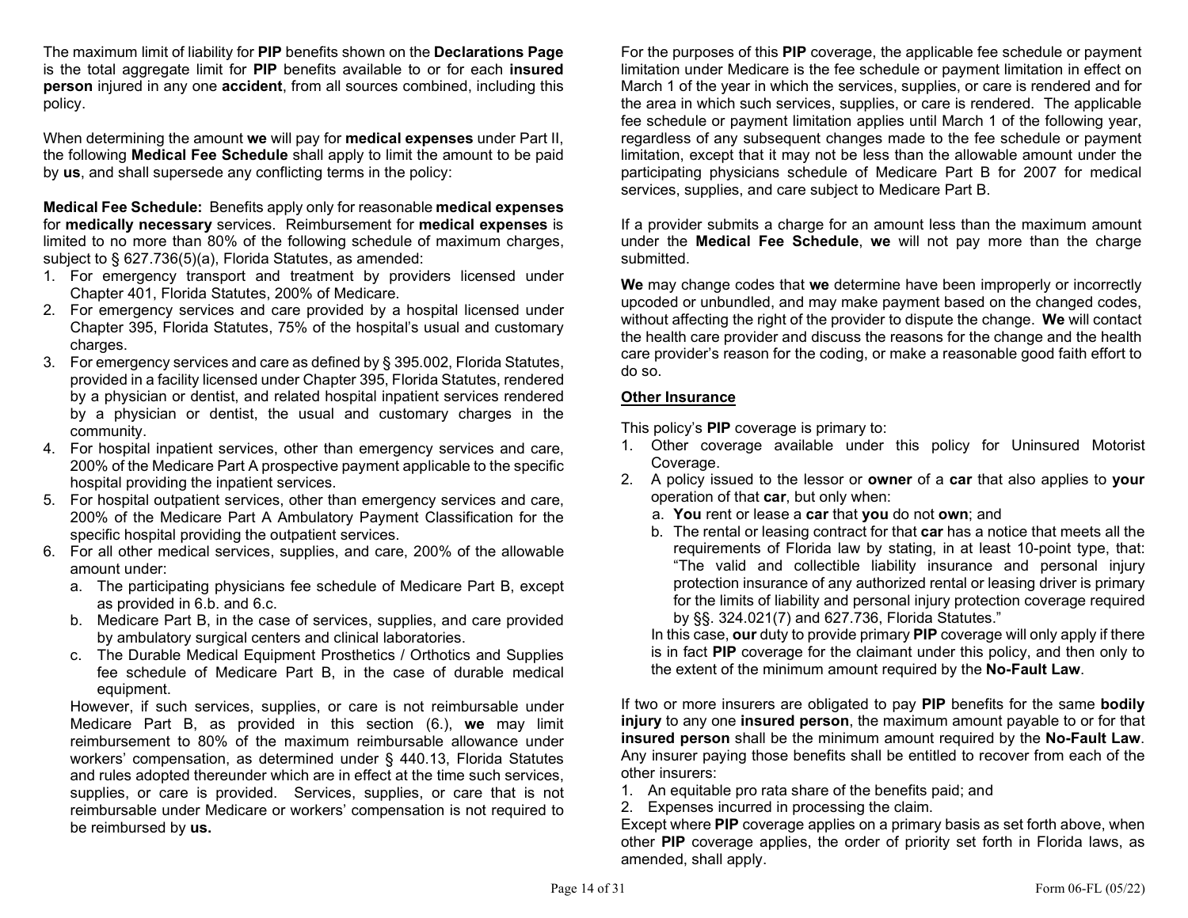The maximum limit of liability for **PIP** benefits shown on the **Declarations Page** is the total aggregate limit for **PIP** benefits available to or for each **insured person** injured in any one **accident**, from all sources combined, including this policy.

When determining the amount **we** will pay for **medical expenses** under Part II, the following **Medical Fee Schedule** shall apply to limit the amount to be paid by **us**, and shall supersede any conflicting terms in the policy:

**Medical Fee Schedule:** Benefits apply only for reasonable **medical expenses** for **medically necessary** services. Reimbursement for **medical expenses** is limited to no more than 80% of the following schedule of maximum charges, subject to § 627.736(5)(a), Florida Statutes, as amended:

1. For emergency transport and treatment by providers licensed under Chapter 401, Florida Statutes, 200% of Medicare.
2. For emergency services and care provided by a hospital licensed under Chapter 395, Florida Statutes, 75% of the hospital's usual and customary charges.
3. For emergency services and care as defined by § 395.002, Florida Statutes, provided in a facility licensed under Chapter 395, Florida Statutes, rendered by a physician or dentist, and related hospital inpatient services rendered by a physician or dentist, the usual and customary charges in the community.
4. For hospital inpatient services, other than emergency services and care, 200% of the Medicare Part A prospective payment applicable to the specific hospital providing the inpatient services.
5. For hospital outpatient services, other than emergency services and care, 200% of the Medicare Part A Ambulatory Payment Classification for the specific hospital providing the outpatient services.
6. For all other medical services, supplies, and care, 200% of the allowable amount under:
   a. The participating physicians fee schedule of Medicare Part B, except as provided in 6.b. and 6.c.
   b. Medicare Part B, in the case of services, supplies, and care provided by ambulatory surgical centers and clinical laboratories.
   c. The Durable Medical Equipment Prosthetics / Orthotics and Supplies fee schedule of Medicare Part B, in the case of durable medical equipment.

   However, if such services, supplies, or care is not reimbursable under Medicare Part B, as provided in this section (6.), **we** may limit reimbursement to 80% of the maximum reimbursable allowance under workers' compensation, as determined under § 440.13, Florida Statutes and rules adopted thereunder which are in effect at the time such services, supplies, or care is provided. Services, supplies, or care that is not reimbursable under Medicare or workers' compensation is not required to be reimbursed by **us.**

For the purposes of this **PIP** coverage, the applicable fee schedule or payment limitation under Medicare is the fee schedule or payment limitation in effect on March 1 of the year in which the services, supplies, or care is rendered and for the area in which such services, supplies, or care is rendered. The applicable fee schedule or payment limitation applies until March 1 of the following year, regardless of any subsequent changes made to the fee schedule or payment limitation, except that it may not be less than the allowable amount under the participating physicians schedule of Medicare Part B for 2007 for medical services, supplies, and care subject to Medicare Part B.

If a provider submits a charge for an amount less than the maximum amount under the **Medical Fee Schedule**, **we** will not pay more than the charge submitted.

**We** may change codes that **we** determine have been improperly or incorrectly upcoded or unbundled, and may make payment based on the changed codes, without affecting the right of the provider to dispute the change. **We** will contact the health care provider and discuss the reasons for the change and the health care provider's reason for the coding, or make a reasonable good faith effort to do so.

**Other Insurance**

This policy's **PIP** coverage is primary to:

1. Other coverage available under this policy for Uninsured Motorist Coverage.
2. A policy issued to the lessor or **owner** of a **car** that also applies to **your** operation of that **car**, but only when:
   a. **You** rent or lease a **car** that **you** do not **own**; and
   b. The rental or leasing contract for that **car** has a notice that meets all the requirements of Florida law by stating, in at least 10-point type, that: "The valid and collectible liability insurance and personal injury protection insurance of any authorized rental or leasing driver is primary for the limits of liability and personal injury protection coverage required by §§. 324.021(7) and 627.736, Florida Statutes."

   In this case, **our** duty to provide primary **PIP** coverage will only apply if there is in fact **PIP** coverage for the claimant under this policy, and then only to the extent of the minimum amount required by the **No-Fault Law**.

If two or more insurers are obligated to pay **PIP** benefits for the same **bodily injury** to any one **insured person**, the maximum amount payable to or for that **insured person** shall be the minimum amount required by the **No-Fault Law**. Any insurer paying those benefits shall be entitled to recover from each of the other insurers:

1. An equitable pro rata share of the benefits paid; and
2. Expenses incurred in processing the claim.

Except where **PIP** coverage applies on a primary basis as set forth above, when other **PIP** coverage applies, the order of priority set forth in Florida laws, as amended, shall apply.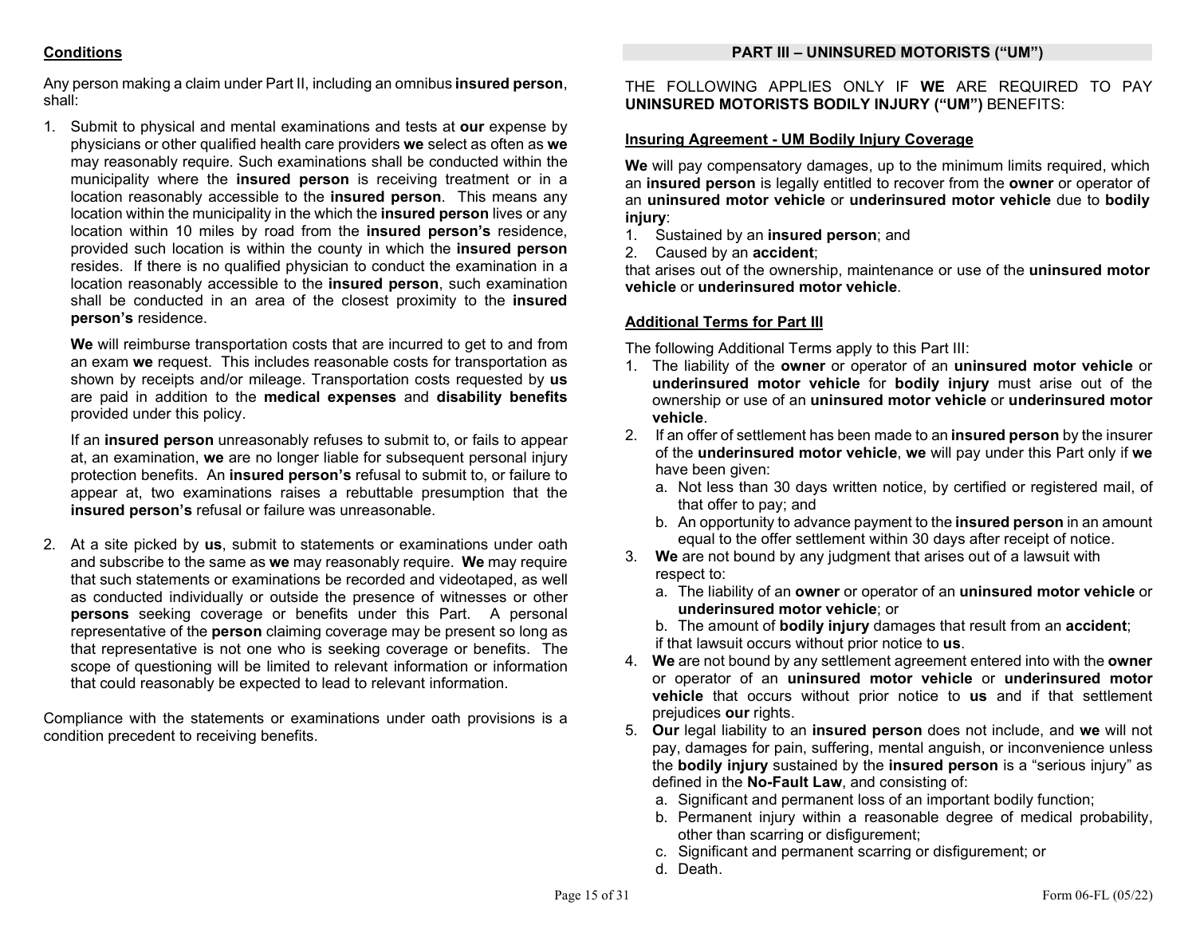**Conditions**

Any person making a claim under Part II, including an omnibus **insured person**, shall:

1. Submit to physical and mental examinations and tests at **our** expense by physicians or other qualified health care providers **we** select as often as **we** may reasonably require. Such examinations shall be conducted within the municipality where the **insured person** is receiving treatment or in a location reasonably accessible to the **insured person**. This means any location within the municipality in the which the **insured person** lives or any location within 10 miles by road from the **insured person's** residence, provided such location is within the county in which the **insured person** resides. If there is no qualified physician to conduct the examination in a location reasonably accessible to the **insured person**, such examination shall be conducted in an area of the closest proximity to the **insured person's** residence.

   **We** will reimburse transportation costs that are incurred to get to and from an exam **we** request. This includes reasonable costs for transportation as shown by receipts and/or mileage. Transportation costs requested by **us** are paid in addition to the **medical expenses** and **disability benefits** provided under this policy.

   If an **insured person** unreasonably refuses to submit to, or fails to appear at, an examination, **we** are no longer liable for subsequent personal injury protection benefits. An **insured person's** refusal to submit to, or failure to appear at, two examinations raises a rebuttable presumption that the **insured person's** refusal or failure was unreasonable.

2. At a site picked by **us**, submit to statements or examinations under oath and subscribe to the same as **we** may reasonably require. **We** may require that such statements or examinations be recorded and videotaped, as well as conducted individually or outside the presence of witnesses or other **persons** seeking coverage or benefits under this Part. A personal representative of the **person** claiming coverage may be present so long as that representative is not one who is seeking coverage or benefits. The scope of questioning will be limited to relevant information or information that could reasonably be expected to lead to relevant information.

Compliance with the statements or examinations under oath provisions is a condition precedent to receiving benefits.

## PART III – UNINSURED MOTORISTS ("UM")

THE FOLLOWING APPLIES ONLY IF **WE** ARE REQUIRED TO PAY **UNINSURED MOTORISTS BODILY INJURY ("UM")** BENEFITS:

**Insuring Agreement - UM Bodily Injury Coverage**

**We** will pay compensatory damages, up to the minimum limits required, which an **insured person** is legally entitled to recover from the **owner** or operator of an **uninsured motor vehicle** or **underinsured motor vehicle** due to **bodily injury**:

1. Sustained by an **insured person**; and
2. Caused by an **accident**;

that arises out of the ownership, maintenance or use of the **uninsured motor vehicle** or **underinsured motor vehicle**.

**Additional Terms for Part III**

The following Additional Terms apply to this Part III:

1. The liability of the **owner** or operator of an **uninsured motor vehicle** or **underinsured motor vehicle** for **bodily injury** must arise out of the ownership or use of an **uninsured motor vehicle** or **underinsured motor vehicle**.
2. If an offer of settlement has been made to an **insured person** by the insurer of the **underinsured motor vehicle**, **we** will pay under this Part only if **we** have been given:
   a. Not less than 30 days written notice, by certified or registered mail, of that offer to pay; and
   b. An opportunity to advance payment to the **insured person** in an amount equal to the offer settlement within 30 days after receipt of notice.
3. **We** are not bound by any judgment that arises out of a lawsuit with respect to:
   a. The liability of an **owner** or operator of an **uninsured motor vehicle** or **underinsured motor vehicle**; or
   b. The amount of **bodily injury** damages that result from an **accident**;

   if that lawsuit occurs without prior notice to **us**.
4. **We** are not bound by any settlement agreement entered into with the **owner** or operator of an **uninsured motor vehicle** or **underinsured motor vehicle** that occurs without prior notice to **us** and if that settlement prejudices **our** rights.
5. **Our** legal liability to an **insured person** does not include, and **we** will not pay, damages for pain, suffering, mental anguish, or inconvenience unless the **bodily injury** sustained by the **insured person** is a "serious injury" as defined in the **No-Fault Law**, and consisting of:
   a. Significant and permanent loss of an important bodily function;
   b. Permanent injury within a reasonable degree of medical probability, other than scarring or disfigurement;
   c. Significant and permanent scarring or disfigurement; or
   d. Death.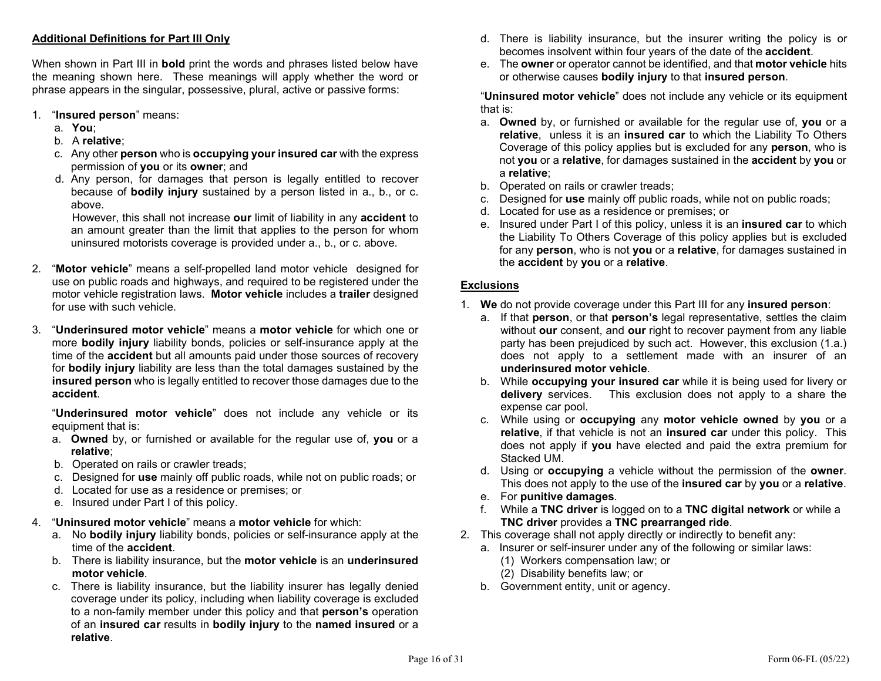**Additional Definitions for Part III Only**

When shown in Part III in **bold** print the words and phrases listed below have the meaning shown here. These meanings will apply whether the word or phrase appears in the singular, possessive, plural, active or passive forms:

1. "**Insured person**" means:
   a. **You**;
   b. A **relative**;
   c. Any other **person** who is **occupying your insured car** with the express permission of **you** or its **owner**; and
   d. Any person, for damages that person is legally entitled to recover because of **bodily injury** sustained by a person listed in a., b., or c. above.

   However, this shall not increase **our** limit of liability in any **accident** to an amount greater than the limit that applies to the person for whom uninsured motorists coverage is provided under a., b., or c. above.

2. "**Motor vehicle**" means a self-propelled land motor vehicle designed for use on public roads and highways, and required to be registered under the motor vehicle registration laws. **Motor vehicle** includes a **trailer** designed for use with such vehicle.

3. "**Underinsured motor vehicle**" means a **motor vehicle** for which one or more **bodily injury** liability bonds, policies or self-insurance apply at the time of the **accident** but all amounts paid under those sources of recovery for **bodily injury** liability are less than the total damages sustained by the **insured person** who is legally entitled to recover those damages due to the **accident**.

   "**Underinsured motor vehicle**" does not include any vehicle or its equipment that is:
   a. **Owned** by, or furnished or available for the regular use of, **you** or a **relative**;
   b. Operated on rails or crawler treads;
   c. Designed for **use** mainly off public roads, while not on public roads; or
   d. Located for use as a residence or premises; or
   e. Insured under Part I of this policy.

4. "**Uninsured motor vehicle**" means a **motor vehicle** for which:
   a. No **bodily injury** liability bonds, policies or self-insurance apply at the time of the **accident**.
   b. There is liability insurance, but the **motor vehicle** is an **underinsured motor vehicle**.
   c. There is liability insurance, but the liability insurer has legally denied coverage under its policy, including when liability coverage is excluded to a non-family member under this policy and that **person's** operation of an **insured car** results in **bodily injury** to the **named insured** or a **relative**.
   d. There is liability insurance, but the insurer writing the policy is or becomes insolvent within four years of the date of the **accident**.
   e. The **owner** or operator cannot be identified, and that **motor vehicle** hits or otherwise causes **bodily injury** to that **insured person**.

   "**Uninsured motor vehicle**" does not include any vehicle or its equipment that is:
   a. **Owned** by, or furnished or available for the regular use of, **you** or a **relative**, unless it is an **insured car** to which the Liability To Others Coverage of this policy applies but is excluded for any **person**, who is not **you** or a **relative**, for damages sustained in the **accident** by **you** or a **relative**;
   b. Operated on rails or crawler treads;
   c. Designed for **use** mainly off public roads, while not on public roads;
   d. Located for use as a residence or premises; or
   e. Insured under Part I of this policy, unless it is an **insured car** to which the Liability To Others Coverage of this policy applies but is excluded for any **person**, who is not **you** or a **relative**, for damages sustained in the **accident** by **you** or a **relative**.

**Exclusions**

1. **We** do not provide coverage under this Part III for any **insured person**:
   a. If that **person**, or that **person's** legal representative, settles the claim without **our** consent, and **our** right to recover payment from any liable party has been prejudiced by such act. However, this exclusion (1.a.) does not apply to a settlement made with an insurer of an **underinsured motor vehicle**.
   b. While **occupying your insured car** while it is being used for livery or **delivery** services. This exclusion does not apply to a share the expense car pool.
   c. While using or **occupying** any **motor vehicle owned** by **you** or a **relative**, if that vehicle is not an **insured car** under this policy. This does not apply if **you** have elected and paid the extra premium for Stacked UM.
   d. Using or **occupying** a vehicle without the permission of the **owner**. This does not apply to the use of the **insured car** by **you** or a **relative**.
   e. For **punitive damages**.
   f. While a **TNC driver** is logged on to a **TNC digital network** or while a **TNC driver** provides a **TNC prearranged ride**.
2. This coverage shall not apply directly or indirectly to benefit any:
   a. Insurer or self-insurer under any of the following or similar laws:
      (1) Workers compensation law; or
      (2) Disability benefits law; or
   b. Government entity, unit or agency.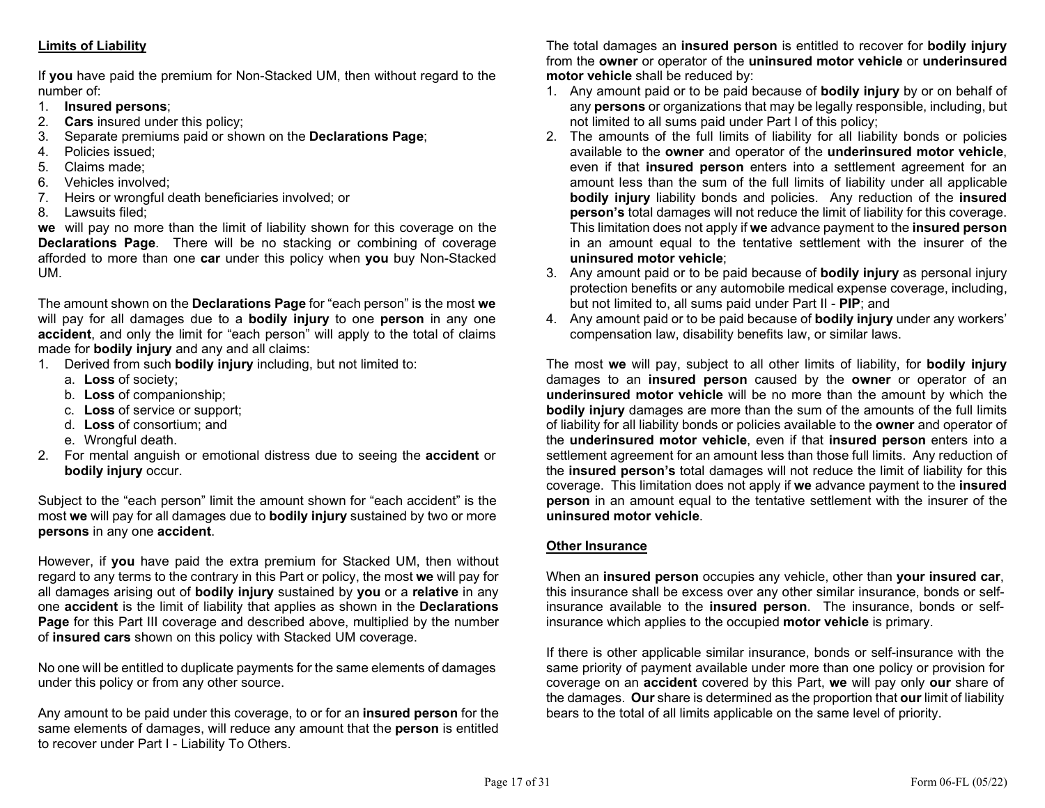**Limits of Liability**

If **you** have paid the premium for Non-Stacked UM, then without regard to the number of:

1. **Insured persons**;
2. **Cars** insured under this policy;
3. Separate premiums paid or shown on the **Declarations Page**;
4. Policies issued;
5. Claims made;
6. Vehicles involved;
7. Heirs or wrongful death beneficiaries involved; or
8. Lawsuits filed;

**we** will pay no more than the limit of liability shown for this coverage on the **Declarations Page**. There will be no stacking or combining of coverage afforded to more than one **car** under this policy when **you** buy Non-Stacked UM.

The amount shown on the **Declarations Page** for "each person" is the most **we** will pay for all damages due to a **bodily injury** to one **person** in any one **accident**, and only the limit for "each person" will apply to the total of claims made for **bodily injury** and any and all claims:

1. Derived from such **bodily injury** including, but not limited to:
   a. **Loss** of society;
   b. **Loss** of companionship;
   c. **Loss** of service or support;
   d. **Loss** of consortium; and
   e. Wrongful death.
2. For mental anguish or emotional distress due to seeing the **accident** or **bodily injury** occur.

Subject to the "each person" limit the amount shown for "each accident" is the most **we** will pay for all damages due to **bodily injury** sustained by two or more **persons** in any one **accident**.

However, if **you** have paid the extra premium for Stacked UM, then without regard to any terms to the contrary in this Part or policy, the most **we** will pay for all damages arising out of **bodily injury** sustained by **you** or a **relative** in any one **accident** is the limit of liability that applies as shown in the **Declarations Page** for this Part III coverage and described above, multiplied by the number of **insured cars** shown on this policy with Stacked UM coverage.

No one will be entitled to duplicate payments for the same elements of damages under this policy or from any other source.

Any amount to be paid under this coverage, to or for an **insured person** for the same elements of damages, will reduce any amount that the **person** is entitled to recover under Part I - Liability To Others.

The total damages an **insured person** is entitled to recover for **bodily injury** from the **owner** or operator of the **uninsured motor vehicle** or **underinsured motor vehicle** shall be reduced by:

1. Any amount paid or to be paid because of **bodily injury** by or on behalf of any **persons** or organizations that may be legally responsible, including, but not limited to all sums paid under Part I of this policy;
2. The amounts of the full limits of liability for all liability bonds or policies available to the **owner** and operator of the **underinsured motor vehicle**, even if that **insured person** enters into a settlement agreement for an amount less than the sum of the full limits of liability under all applicable **bodily injury** liability bonds and policies. Any reduction of the **insured person's** total damages will not reduce the limit of liability for this coverage. This limitation does not apply if **we** advance payment to the **insured person** in an amount equal to the tentative settlement with the insurer of the **uninsured motor vehicle**;
3. Any amount paid or to be paid because of **bodily injury** as personal injury protection benefits or any automobile medical expense coverage, including, but not limited to, all sums paid under Part II - **PIP**; and
4. Any amount paid or to be paid because of **bodily injury** under any workers' compensation law, disability benefits law, or similar laws.

The most **we** will pay, subject to all other limits of liability, for **bodily injury** damages to an **insured person** caused by the **owner** or operator of an **underinsured motor vehicle** will be no more than the amount by which the **bodily injury** damages are more than the sum of the amounts of the full limits of liability for all liability bonds or policies available to the **owner** and operator of the **underinsured motor vehicle**, even if that **insured person** enters into a settlement agreement for an amount less than those full limits. Any reduction of the **insured person's** total damages will not reduce the limit of liability for this coverage. This limitation does not apply if **we** advance payment to the **insured person** in an amount equal to the tentative settlement with the insurer of the **uninsured motor vehicle**.

**Other Insurance**

When an **insured person** occupies any vehicle, other than **your insured car**, this insurance shall be excess over any other similar insurance, bonds or self-insurance available to the **insured person**. The insurance, bonds or self-insurance which applies to the occupied **motor vehicle** is primary.

If there is other applicable similar insurance, bonds or self-insurance with the same priority of payment available under more than one policy or provision for coverage on an **accident** covered by this Part, **we** will pay only **our** share of the damages. **Our** share is determined as the proportion that **our** limit of liability bears to the total of all limits applicable on the same level of priority.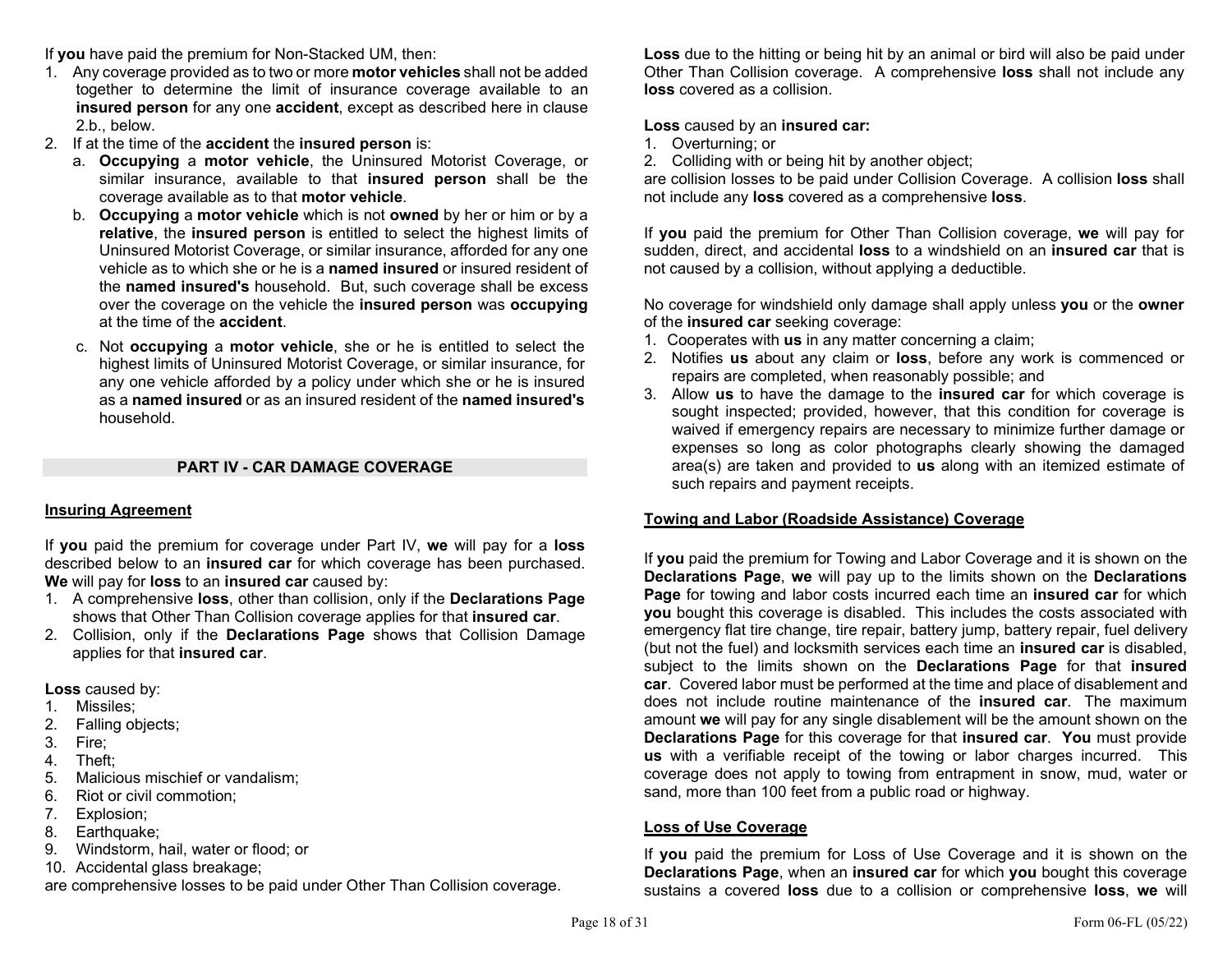If **you** have paid the premium for Non-Stacked UM, then:

1. Any coverage provided as to two or more **motor vehicles** shall not be added together to determine the limit of insurance coverage available to an **insured person** for any one **accident**, except as described here in clause 2.b., below.
2. If at the time of the **accident** the **insured person** is:
   a. **Occupying** a **motor vehicle**, the Uninsured Motorist Coverage, or similar insurance, available to that **insured person** shall be the coverage available as to that **motor vehicle**.
   b. **Occupying** a **motor vehicle** which is not **owned** by her or him or by a **relative**, the **insured person** is entitled to select the highest limits of Uninsured Motorist Coverage, or similar insurance, afforded for any one vehicle as to which she or he is a **named insured** or insured resident of the **named insured's** household. But, such coverage shall be excess over the coverage on the vehicle the **insured person** was **occupying** at the time of the **accident**.
   c. Not **occupying** a **motor vehicle**, she or he is entitled to select the highest limits of Uninsured Motorist Coverage, or similar insurance, for any one vehicle afforded by a policy under which she or he is insured as a **named insured** or as an insured resident of the **named insured's** household.

## PART IV - CAR DAMAGE COVERAGE

**Insuring Agreement**

If **you** paid the premium for coverage under Part IV, **we** will pay for a **loss** described below to an **insured car** for which coverage has been purchased. **We** will pay for **loss** to an **insured car** caused by:

1. A comprehensive **loss**, other than collision, only if the **Declarations Page** shows that Other Than Collision coverage applies for that **insured car**.
2. Collision, only if the **Declarations Page** shows that Collision Damage applies for that **insured car**.

**Loss** caused by:

1. Missiles;
2. Falling objects;
3. Fire;
4. Theft;
5. Malicious mischief or vandalism;
6. Riot or civil commotion;
7. Explosion;
8. Earthquake;
9. Windstorm, hail, water or flood; or
10. Accidental glass breakage;

are comprehensive losses to be paid under Other Than Collision coverage.

**Loss** due to the hitting or being hit by an animal or bird will also be paid under Other Than Collision coverage. A comprehensive **loss** shall not include any **loss** covered as a collision.

**Loss** caused by an **insured car:**

1. Overturning; or
2. Colliding with or being hit by another object;

are collision losses to be paid under Collision Coverage. A collision **loss** shall not include any **loss** covered as a comprehensive **loss**.

If **you** paid the premium for Other Than Collision coverage, **we** will pay for sudden, direct, and accidental **loss** to a windshield on an **insured car** that is not caused by a collision, without applying a deductible.

No coverage for windshield only damage shall apply unless **you** or the **owner** of the **insured car** seeking coverage:

1. Cooperates with **us** in any matter concerning a claim;
2. Notifies **us** about any claim or **loss**, before any work is commenced or repairs are completed, when reasonably possible; and
3. Allow **us** to have the damage to the **insured car** for which coverage is sought inspected; provided, however, that this condition for coverage is waived if emergency repairs are necessary to minimize further damage or expenses so long as color photographs clearly showing the damaged area(s) are taken and provided to **us** along with an itemized estimate of such repairs and payment receipts.

**Towing and Labor (Roadside Assistance) Coverage**

If **you** paid the premium for Towing and Labor Coverage and it is shown on the **Declarations Page**, **we** will pay up to the limits shown on the **Declarations Page** for towing and labor costs incurred each time an **insured car** for which **you** bought this coverage is disabled. This includes the costs associated with emergency flat tire change, tire repair, battery jump, battery repair, fuel delivery (but not the fuel) and locksmith services each time an **insured car** is disabled, subject to the limits shown on the **Declarations Page** for that **insured car**. Covered labor must be performed at the time and place of disablement and does not include routine maintenance of the **insured car**. The maximum amount **we** will pay for any single disablement will be the amount shown on the **Declarations Page** for this coverage for that **insured car**. **You** must provide **us** with a verifiable receipt of the towing or labor charges incurred. This coverage does not apply to towing from entrapment in snow, mud, water or sand, more than 100 feet from a public road or highway.

**Loss of Use Coverage**

If **you** paid the premium for Loss of Use Coverage and it is shown on the **Declarations Page**, when an **insured car** for which **you** bought this coverage sustains a covered **loss** due to a collision or comprehensive **loss**, **we** will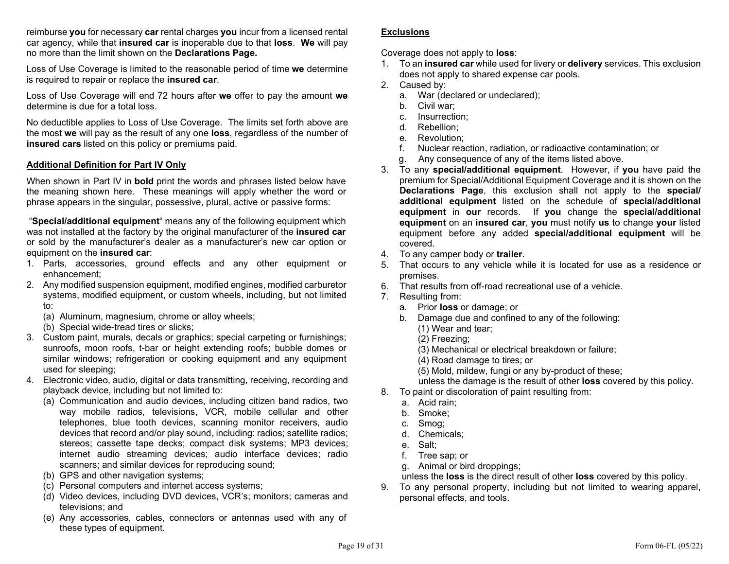reimburse **you** for necessary **car** rental charges **you** incur from a licensed rental car agency, while that **insured car** is inoperable due to that **loss**. **We** will pay no more than the limit shown on the **Declarations Page.**

Loss of Use Coverage is limited to the reasonable period of time **we** determine is required to repair or replace the **insured car**.

Loss of Use Coverage will end 72 hours after **we** offer to pay the amount **we** determine is due for a total loss.

No deductible applies to Loss of Use Coverage. The limits set forth above are the most **we** will pay as the result of any one **loss**, regardless of the number of **insured cars** listed on this policy or premiums paid.

## Additional Definition for Part IV Only

When shown in Part IV in **bold** print the words and phrases listed below have the meaning shown here. These meanings will apply whether the word or phrase appears in the singular, possessive, plural, active or passive forms:

"**Special/additional equipment**" means any of the following equipment which was not installed at the factory by the original manufacturer of the **insured car** or sold by the manufacturer's dealer as a manufacturer's new car option or equipment on the **insured car**:

1. Parts, accessories, ground effects and any other equipment or enhancement;
2. Any modified suspension equipment, modified engines, modified carburetor systems, modified equipment, or custom wheels, including, but not limited to:
   (a) Aluminum, magnesium, chrome or alloy wheels;
   (b) Special wide-tread tires or slicks;
3. Custom paint, murals, decals or graphics; special carpeting or furnishings; sunroofs, moon roofs, t-bar or height extending roofs; bubble domes or similar windows; refrigeration or cooking equipment and any equipment used for sleeping;
4. Electronic video, audio, digital or data transmitting, receiving, recording and playback device, including but not limited to:
   (a) Communication and audio devices, including citizen band radios, two way mobile radios, televisions, VCR, mobile cellular and other telephones, blue tooth devices, scanning monitor receivers, audio devices that record and/or play sound, including: radios; satellite radios; stereos; cassette tape decks; compact disk systems; MP3 devices; internet audio streaming devices; audio interface devices; radio scanners; and similar devices for reproducing sound;
   (b) GPS and other navigation systems;
   (c) Personal computers and internet access systems;
   (d) Video devices, including DVD devices, VCR's; monitors; cameras and televisions; and
   (e) Any accessories, cables, connectors or antennas used with any of these types of equipment.

## Exclusions

Coverage does not apply to **loss**:

1. To an **insured car** while used for livery or **delivery** services. This exclusion does not apply to shared expense car pools.
2. Caused by:
   a. War (declared or undeclared);
   b. Civil war;
   c. Insurrection;
   d. Rebellion;
   e. Revolution;
   f. Nuclear reaction, radiation, or radioactive contamination; or
   g. Any consequence of any of the items listed above.
3. To any **special/additional equipment**. However, if **you** have paid the premium for Special/Additional Equipment Coverage and it is shown on the **Declarations Page**, this exclusion shall not apply to the **special/additional equipment** listed on the schedule of **special/additional equipment** in **our** records. If **you** change the **special/additional equipment** on an **insured car**, **you** must notify **us** to change **your** listed equipment before any added **special/additional equipment** will be covered.
4. To any camper body or **trailer**.
5. That occurs to any vehicle while it is located for use as a residence or premises.
6. That results from off-road recreational use of a vehicle.
7. Resulting from:
   a. Prior **loss** or damage; or
   b. Damage due and confined to any of the following:
      (1) Wear and tear;
      (2) Freezing;
      (3) Mechanical or electrical breakdown or failure;
      (4) Road damage to tires; or
      (5) Mold, mildew, fungi or any by-product of these;
   unless the damage is the result of other **loss** covered by this policy.
8. To paint or discoloration of paint resulting from:
   a. Acid rain;
   b. Smoke;
   c. Smog;
   d. Chemicals;
   e. Salt;
   f. Tree sap; or
   g. Animal or bird droppings;
   unless the **loss** is the direct result of other **loss** covered by this policy.
9. To any personal property, including but not limited to wearing apparel, personal effects, and tools.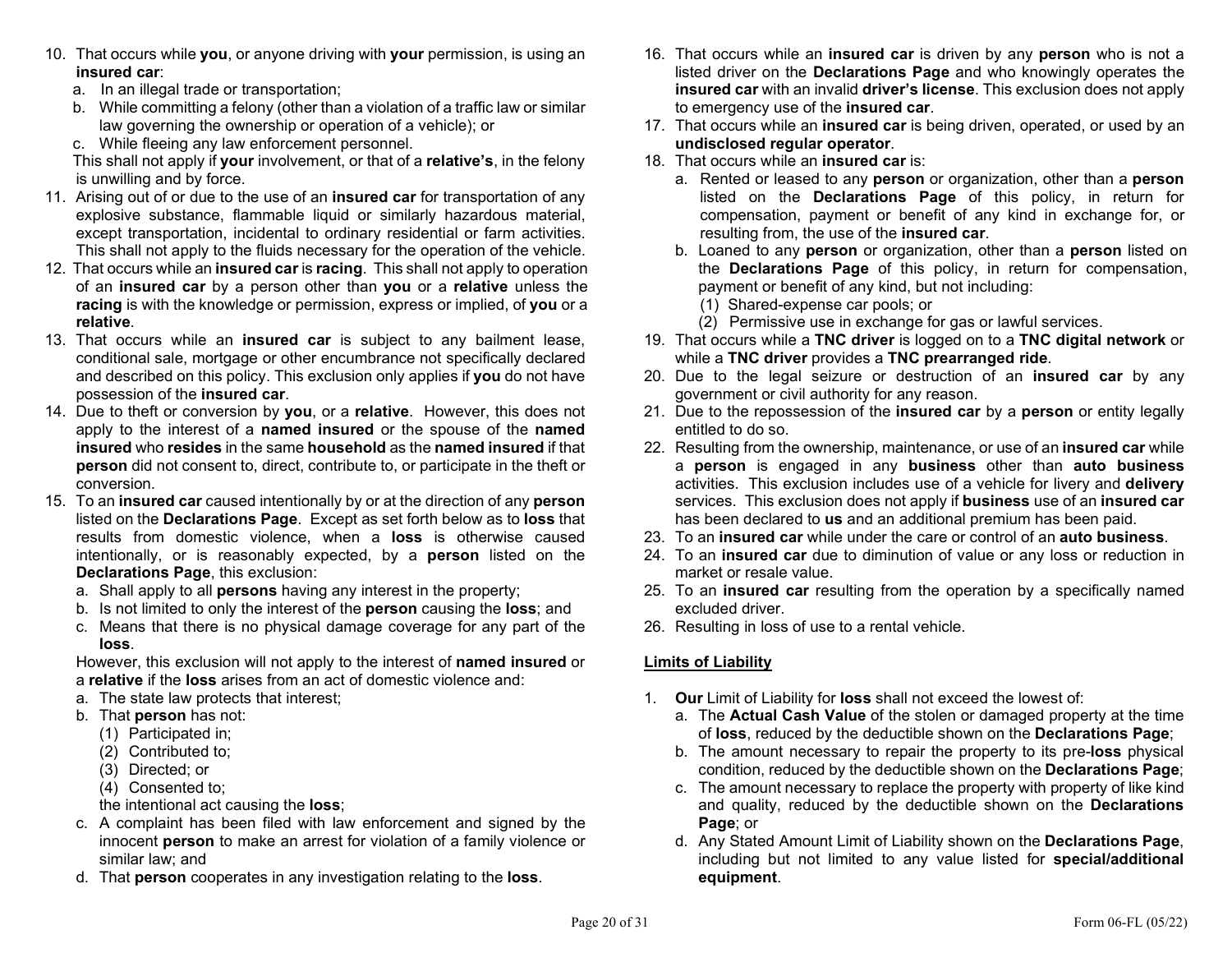10. That occurs while **you**, or anyone driving with **your** permission, is using an **insured car**:
    a. In an illegal trade or transportation;
    b. While committing a felony (other than a violation of a traffic law or similar law governing the ownership or operation of a vehicle); or
    c. While fleeing any law enforcement personnel.

    This shall not apply if **your** involvement, or that of a **relative's**, in the felony is unwilling and by force.
11. Arising out of or due to the use of an **insured car** for transportation of any explosive substance, flammable liquid or similarly hazardous material, except transportation, incidental to ordinary residential or farm activities. This shall not apply to the fluids necessary for the operation of the vehicle.
12. That occurs while an **insured car** is **racing**. This shall not apply to operation of an **insured car** by a person other than **you** or a **relative** unless the **racing** is with the knowledge or permission, express or implied, of **you** or a **relative**.
13. That occurs while an **insured car** is subject to any bailment lease, conditional sale, mortgage or other encumbrance not specifically declared and described on this policy. This exclusion only applies if **you** do not have possession of the **insured car**.
14. Due to theft or conversion by **you**, or a **relative**. However, this does not apply to the interest of a **named insured** or the spouse of the **named insured** who **resides** in the same **household** as the **named insured** if that **person** did not consent to, direct, contribute to, or participate in the theft or conversion.
15. To an **insured car** caused intentionally by or at the direction of any **person** listed on the **Declarations Page**. Except as set forth below as to **loss** that results from domestic violence, when a **loss** is otherwise caused intentionally, or is reasonably expected, by a **person** listed on the **Declarations Page**, this exclusion:
    a. Shall apply to all **persons** having any interest in the property;
    b. Is not limited to only the interest of the **person** causing the **loss**; and
    c. Means that there is no physical damage coverage for any part of the **loss**.

    However, this exclusion will not apply to the interest of **named insured** or a **relative** if the **loss** arises from an act of domestic violence and:
    a. The state law protects that interest;
    b. That **person** has not:
       (1) Participated in;
       (2) Contributed to;
       (3) Directed; or
       (4) Consented to;

       the intentional act causing the **loss**;
    c. A complaint has been filed with law enforcement and signed by the innocent **person** to make an arrest for violation of a family violence or similar law; and
    d. That **person** cooperates in any investigation relating to the **loss**.
16. That occurs while an **insured car** is driven by any **person** who is not a listed driver on the **Declarations Page** and who knowingly operates the **insured car** with an invalid **driver's license**. This exclusion does not apply to emergency use of the **insured car**.
17. That occurs while an **insured car** is being driven, operated, or used by an **undisclosed regular operator**.
18. That occurs while an **insured car** is:
    a. Rented or leased to any **person** or organization, other than a **person** listed on the **Declarations Page** of this policy, in return for compensation, payment or benefit of any kind in exchange for, or resulting from, the use of the **insured car**.
    b. Loaned to any **person** or organization, other than a **person** listed on the **Declarations Page** of this policy, in return for compensation, payment or benefit of any kind, but not including:
       (1) Shared-expense car pools; or
       (2) Permissive use in exchange for gas or lawful services.
19. That occurs while a **TNC driver** is logged on to a **TNC digital network** or while a **TNC driver** provides a **TNC prearranged ride**.
20. Due to the legal seizure or destruction of an **insured car** by any government or civil authority for any reason.
21. Due to the repossession of the **insured car** by a **person** or entity legally entitled to do so.
22. Resulting from the ownership, maintenance, or use of an **insured car** while a **person** is engaged in any **business** other than **auto business** activities. This exclusion includes use of a vehicle for livery and **delivery** services. This exclusion does not apply if **business** use of an **insured car** has been declared to **us** and an additional premium has been paid.
23. To an **insured car** while under the care or control of an **auto business**.
24. To an **insured car** due to diminution of value or any loss or reduction in market or resale value.
25. To an **insured car** resulting from the operation by a specifically named excluded driver.
26. Resulting in loss of use to a rental vehicle.

**<u>Limits of Liability</u>**

1. **Our** Limit of Liability for **loss** shall not exceed the lowest of:
   a. The **Actual Cash Value** of the stolen or damaged property at the time of **loss**, reduced by the deductible shown on the **Declarations Page**;
   b. The amount necessary to repair the property to its pre-**loss** physical condition, reduced by the deductible shown on the **Declarations Page**;
   c. The amount necessary to replace the property with property of like kind and quality, reduced by the deductible shown on the **Declarations Page**; or
   d. Any Stated Amount Limit of Liability shown on the **Declarations Page**, including but not limited to any value listed for **special/additional equipment**.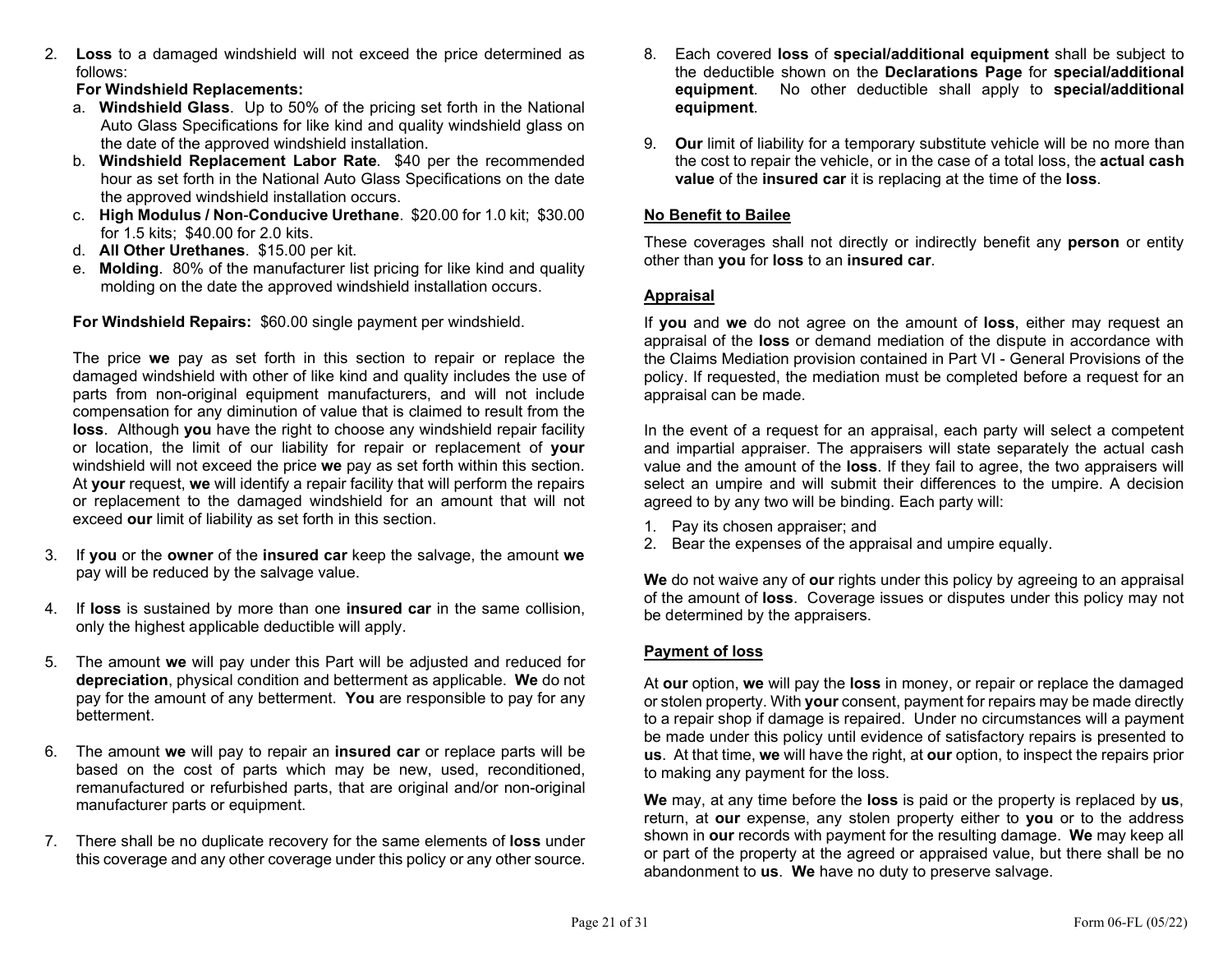2. **Loss** to a damaged windshield will not exceed the price determined as follows:

   **For Windshield Replacements:**

   a. **Windshield Glass**. Up to 50% of the pricing set forth in the National Auto Glass Specifications for like kind and quality windshield glass on the date of the approved windshield installation.

   b. **Windshield Replacement Labor Rate**. $40 per the recommended hour as set forth in the National Auto Glass Specifications on the date the approved windshield installation occurs.

   c. **High Modulus / Non-Conducive Urethane**. $20.00 for 1.0 kit; $30.00 for 1.5 kits; $40.00 for 2.0 kits.

   d. **All Other Urethanes**. $15.00 per kit.

   e. **Molding**. 80% of the manufacturer list pricing for like kind and quality molding on the date the approved windshield installation occurs.

   **For Windshield Repairs:** $60.00 single payment per windshield.

   The price **we** pay as set forth in this section to repair or replace the damaged windshield with other of like kind and quality includes the use of parts from non-original equipment manufacturers, and will not include compensation for any diminution of value that is claimed to result from the **loss**. Although **you** have the right to choose any windshield repair facility or location, the limit of our liability for repair or replacement of **your** windshield will not exceed the price **we** pay as set forth within this section. At **your** request, **we** will identify a repair facility that will perform the repairs or replacement to the damaged windshield for an amount that will not exceed **our** limit of liability as set forth in this section.

3. If **you** or the **owner** of the **insured car** keep the salvage, the amount **we** pay will be reduced by the salvage value.

4. If **loss** is sustained by more than one **insured car** in the same collision, only the highest applicable deductible will apply.

5. The amount **we** will pay under this Part will be adjusted and reduced for **depreciation**, physical condition and betterment as applicable. **We** do not pay for the amount of any betterment. **You** are responsible to pay for any betterment.

6. The amount **we** will pay to repair an **insured car** or replace parts will be based on the cost of parts which may be new, used, reconditioned, remanufactured or refurbished parts, that are original and/or non-original manufacturer parts or equipment.

7. There shall be no duplicate recovery for the same elements of **loss** under this coverage and any other coverage under this policy or any other source.

8. Each covered **loss** of **special/additional equipment** shall be subject to the deductible shown on the **Declarations Page** for **special/additional equipment**. No other deductible shall apply to **special/additional equipment**.

9. **Our** limit of liability for a temporary substitute vehicle will be no more than the cost to repair the vehicle, or in the case of a total loss, the **actual cash value** of the **insured car** it is replacing at the time of the **loss**.

**No Benefit to Bailee**

These coverages shall not directly or indirectly benefit any **person** or entity other than **you** for **loss** to an **insured car**.

**Appraisal**

If **you** and **we** do not agree on the amount of **loss**, either may request an appraisal of the **loss** or demand mediation of the dispute in accordance with the Claims Mediation provision contained in Part VI - General Provisions of the policy. If requested, the mediation must be completed before a request for an appraisal can be made.

In the event of a request for an appraisal, each party will select a competent and impartial appraiser. The appraisers will state separately the actual cash value and the amount of the **loss**. If they fail to agree, the two appraisers will select an umpire and will submit their differences to the umpire. A decision agreed to by any two will be binding. Each party will:

1. Pay its chosen appraiser; and
2. Bear the expenses of the appraisal and umpire equally.

**We** do not waive any of **our** rights under this policy by agreeing to an appraisal of the amount of **loss**. Coverage issues or disputes under this policy may not be determined by the appraisers.

**Payment of loss**

At **our** option, **we** will pay the **loss** in money, or repair or replace the damaged or stolen property. With **your** consent, payment for repairs may be made directly to a repair shop if damage is repaired. Under no circumstances will a payment be made under this policy until evidence of satisfactory repairs is presented to **us**. At that time, **we** will have the right, at **our** option, to inspect the repairs prior to making any payment for the loss.

**We** may, at any time before the **loss** is paid or the property is replaced by **us**, return, at **our** expense, any stolen property either to **you** or to the address shown in **our** records with payment for the resulting damage. **We** may keep all or part of the property at the agreed or appraised value, but there shall be no abandonment to **us**. **We** have no duty to preserve salvage.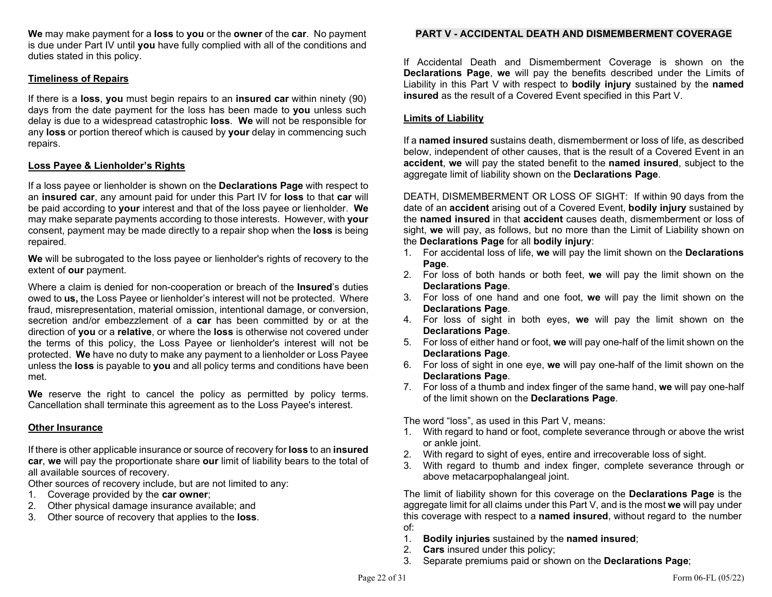**We** may make payment for a **loss** to **you** or the **owner** of the **car**. No payment is due under Part IV until **you** have fully complied with all of the conditions and duties stated in this policy.

**Timeliness of Repairs**

If there is a **loss**, **you** must begin repairs to an **insured car** within ninety (90) days from the date payment for the loss has been made to **you** unless such delay is due to a widespread catastrophic **loss**. **We** will not be responsible for any **loss** or portion thereof which is caused by **your** delay in commencing such repairs.

**Loss Payee & Lienholder's Rights**

If a loss payee or lienholder is shown on the **Declarations Page** with respect to an **insured car**, any amount paid for under this Part IV for **loss** to that **car** will be paid according to **your** interest and that of the loss payee or lienholder. **We** may make separate payments according to those interests. However, with **your** consent, payment may be made directly to a repair shop when the **loss** is being repaired.

**We** will be subrogated to the loss payee or lienholder's rights of recovery to the extent of **our** payment.

Where a claim is denied for non-cooperation or breach of the **Insured**'s duties owed to **us,** the Loss Payee or lienholder's interest will not be protected. Where fraud, misrepresentation, material omission, intentional damage, or conversion, secretion and/or embezzlement of a **car** has been committed by or at the direction of **you** or a **relative**, or where the **loss** is otherwise not covered under the terms of this policy, the Loss Payee or lienholder's interest will not be protected. **We** have no duty to make any payment to a lienholder or Loss Payee unless the **loss** is payable to **you** and all policy terms and conditions have been met.

**We** reserve the right to cancel the policy as permitted by policy terms. Cancellation shall terminate this agreement as to the Loss Payee's interest.

**Other Insurance**

If there is other applicable insurance or source of recovery for **loss** to an **insured car**, **we** will pay the proportionate share **our** limit of liability bears to the total of all available sources of recovery.

Other sources of recovery include, but are not limited to any:
1. Coverage provided by the **car owner**;
2. Other physical damage insurance available; and
3. Other source of recovery that applies to the **loss**.

## PART V - ACCIDENTAL DEATH AND DISMEMBERMENT COVERAGE

If Accidental Death and Dismemberment Coverage is shown on the **Declarations Page**, **we** will pay the benefits described under the Limits of Liability in this Part V with respect to **bodily injury** sustained by the **named insured** as the result of a Covered Event specified in this Part V.

**Limits of Liability**

If a **named insured** sustains death, dismemberment or loss of life, as described below, independent of other causes, that is the result of a Covered Event in an **accident**, **we** will pay the stated benefit to the **named insured**, subject to the aggregate limit of liability shown on the **Declarations Page**.

DEATH, DISMEMBERMENT OR LOSS OF SIGHT: If within 90 days from the date of an **accident** arising out of a Covered Event, **bodily injury** sustained by the **named insured** in that **accident** causes death, dismemberment or loss of sight, **we** will pay, as follows, but no more than the Limit of Liability shown on the **Declarations Page** for all **bodily injury**:
1. For accidental loss of life, **we** will pay the limit shown on the **Declarations Page**.
2. For loss of both hands or both feet, **we** will pay the limit shown on the **Declarations Page**.
3. For loss of one hand and one foot, **we** will pay the limit shown on the **Declarations Page**.
4. For loss of sight in both eyes, **we** will pay the limit shown on the **Declarations Page**.
5. For loss of either hand or foot, **we** will pay one-half of the limit shown on the **Declarations Page**.
6. For loss of sight in one eye, **we** will pay one-half of the limit shown on the **Declarations Page**.
7. For loss of a thumb and index finger of the same hand, **we** will pay one-half of the limit shown on the **Declarations Page**.

The word "loss", as used in this Part V, means:
1. With regard to hand or foot, complete severance through or above the wrist or ankle joint.
2. With regard to sight of eyes, entire and irrecoverable loss of sight.
3. With regard to thumb and index finger, complete severance through or above metacarpophalangeal joint.

The limit of liability shown for this coverage on the **Declarations Page** is the aggregate limit for all claims under this Part V, and is the most **we** will pay under this coverage with respect to a **named insured**, without regard to the number of:
1. **Bodily injuries** sustained by the **named insured**;
2. **Cars** insured under this policy;
3. Separate premiums paid or shown on the **Declarations Page**;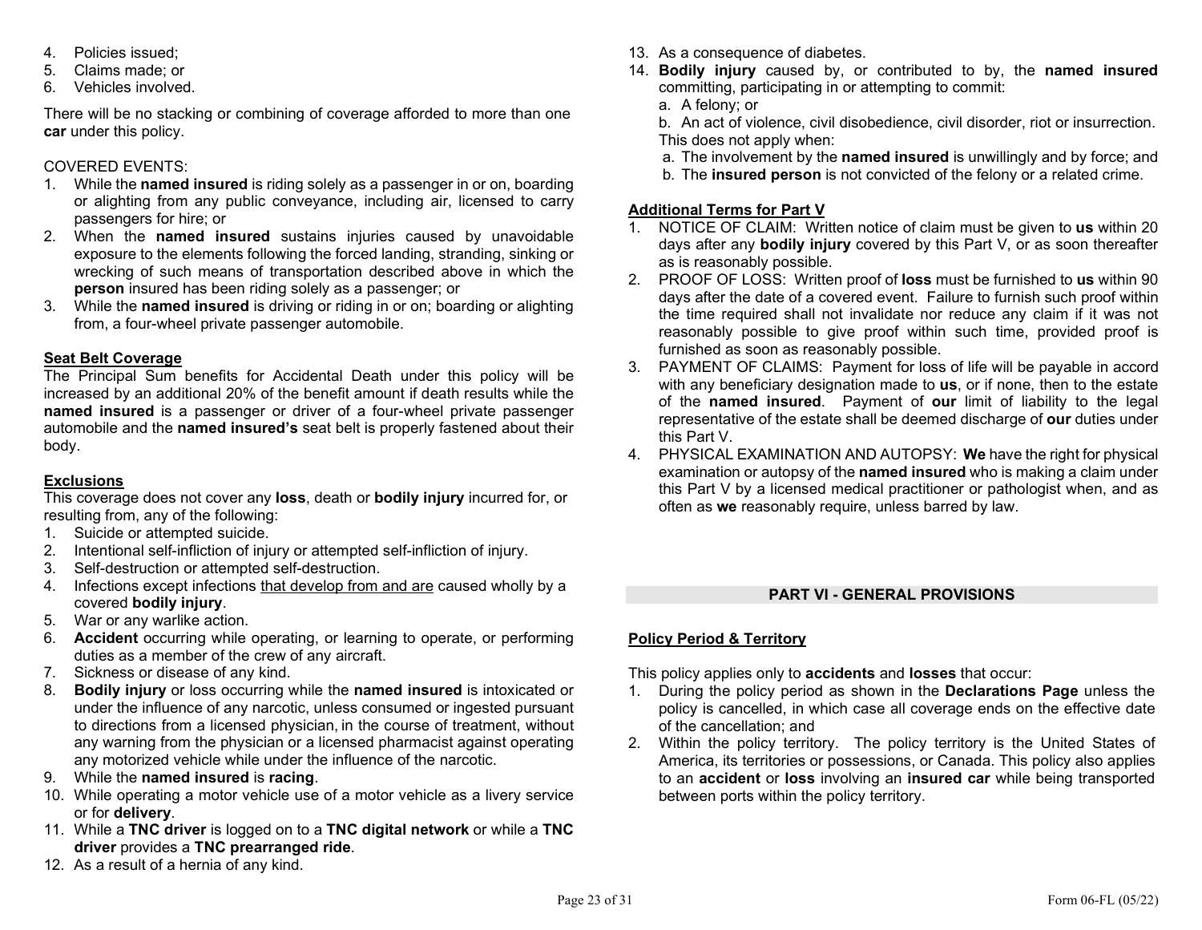4. Policies issued;
5. Claims made; or
6. Vehicles involved.

There will be no stacking or combining of coverage afforded to more than one **car** under this policy.

COVERED EVENTS:

1. While the **named insured** is riding solely as a passenger in or on, boarding or alighting from any public conveyance, including air, licensed to carry passengers for hire; or
2. When the **named insured** sustains injuries caused by unavoidable exposure to the elements following the forced landing, stranding, sinking or wrecking of such means of transportation described above in which the **person** insured has been riding solely as a passenger; or
3. While the **named insured** is driving or riding in or on; boarding or alighting from, a four-wheel private passenger automobile.

**Seat Belt Coverage**

The Principal Sum benefits for Accidental Death under this policy will be increased by an additional 20% of the benefit amount if death results while the **named insured** is a passenger or driver of a four-wheel private passenger automobile and the **named insured's** seat belt is properly fastened about their body.

**Exclusions**

This coverage does not cover any **loss**, death or **bodily injury** incurred for, or resulting from, any of the following:

1. Suicide or attempted suicide.
2. Intentional self-infliction of injury or attempted self-infliction of injury.
3. Self-destruction or attempted self-destruction.
4. Infections except infections that develop from and are caused wholly by a covered **bodily injury**.
5. War or any warlike action.
6. **Accident** occurring while operating, or learning to operate, or performing duties as a member of the crew of any aircraft.
7. Sickness or disease of any kind.
8. **Bodily injury** or loss occurring while the **named insured** is intoxicated or under the influence of any narcotic, unless consumed or ingested pursuant to directions from a licensed physician, in the course of treatment, without any warning from the physician or a licensed pharmacist against operating any motorized vehicle while under the influence of the narcotic.
9. While the **named insured** is **racing**.
10. While operating a motor vehicle use of a motor vehicle as a livery service or for **delivery**.
11. While a **TNC driver** is logged on to a **TNC digital network** or while a **TNC driver** provides a **TNC prearranged ride**.
12. As a result of a hernia of any kind.
13. As a consequence of diabetes.
14. **Bodily injury** caused by, or contributed to by, the **named insured** committing, participating in or attempting to commit:
    a. A felony; or
    b. An act of violence, civil disobedience, civil disorder, riot or insurrection.
    This does not apply when:
    a. The involvement by the **named insured** is unwillingly and by force; and
    b. The **insured person** is not convicted of the felony or a related crime.

**Additional Terms for Part V**

1. NOTICE OF CLAIM: Written notice of claim must be given to **us** within 20 days after any **bodily injury** covered by this Part V, or as soon thereafter as is reasonably possible.
2. PROOF OF LOSS: Written proof of **loss** must be furnished to **us** within 90 days after the date of a covered event. Failure to furnish such proof within the time required shall not invalidate nor reduce any claim if it was not reasonably possible to give proof within such time, provided proof is furnished as soon as reasonably possible.
3. PAYMENT OF CLAIMS: Payment for loss of life will be payable in accord with any beneficiary designation made to **us**, or if none, then to the estate of the **named insured**. Payment of **our** limit of liability to the legal representative of the estate shall be deemed discharge of **our** duties under this Part V.
4. PHYSICAL EXAMINATION AND AUTOPSY: **We** have the right for physical examination or autopsy of the **named insured** who is making a claim under this Part V by a licensed medical practitioner or pathologist when, and as often as **we** reasonably require, unless barred by law.

## PART VI - GENERAL PROVISIONS

**Policy Period & Territory**

This policy applies only to **accidents** and **losses** that occur:

1. During the policy period as shown in the **Declarations Page** unless the policy is cancelled, in which case all coverage ends on the effective date of the cancellation; and
2. Within the policy territory. The policy territory is the United States of America, its territories or possessions, or Canada. This policy also applies to an **accident** or **loss** involving an **insured car** while being transported between ports within the policy territory.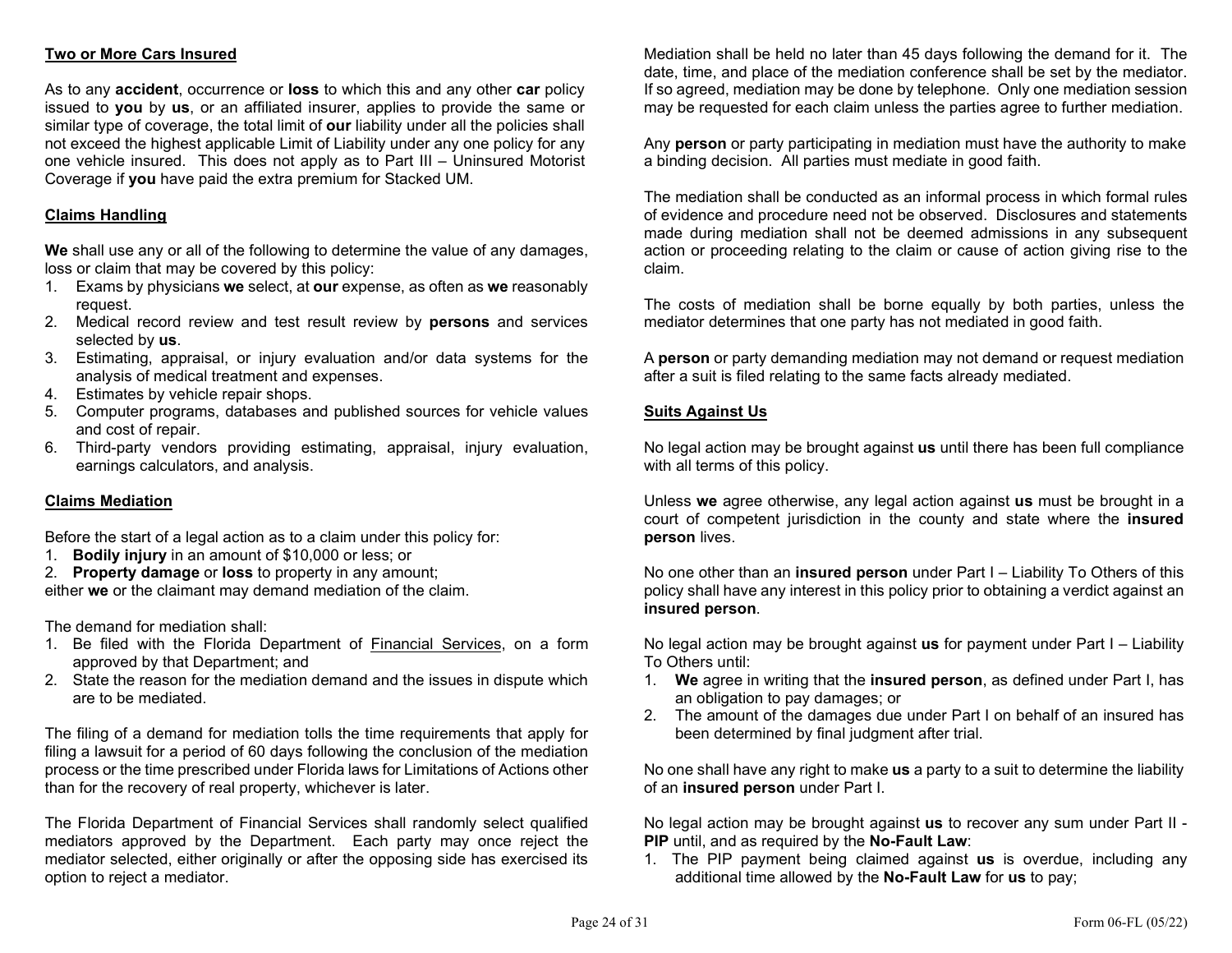**Two or More Cars Insured**

As to any **accident**, occurrence or **loss** to which this and any other **car** policy issued to **you** by **us**, or an affiliated insurer, applies to provide the same or similar type of coverage, the total limit of **our** liability under all the policies shall not exceed the highest applicable Limit of Liability under any one policy for any one vehicle insured. This does not apply as to Part III – Uninsured Motorist Coverage if **you** have paid the extra premium for Stacked UM.

**Claims Handling**

**We** shall use any or all of the following to determine the value of any damages, loss or claim that may be covered by this policy:

1. Exams by physicians **we** select, at **our** expense, as often as **we** reasonably request.
2. Medical record review and test result review by **persons** and services selected by **us**.
3. Estimating, appraisal, or injury evaluation and/or data systems for the analysis of medical treatment and expenses.
4. Estimates by vehicle repair shops.
5. Computer programs, databases and published sources for vehicle values and cost of repair.
6. Third-party vendors providing estimating, appraisal, injury evaluation, earnings calculators, and analysis.

**Claims Mediation**

Before the start of a legal action as to a claim under this policy for:

1. **Bodily injury** in an amount of $10,000 or less; or
2. **Property damage** or **loss** to property in any amount;

either **we** or the claimant may demand mediation of the claim.

The demand for mediation shall:

1. Be filed with the Florida Department of Financial Services, on a form approved by that Department; and
2. State the reason for the mediation demand and the issues in dispute which are to be mediated.

The filing of a demand for mediation tolls the time requirements that apply for filing a lawsuit for a period of 60 days following the conclusion of the mediation process or the time prescribed under Florida laws for Limitations of Actions other than for the recovery of real property, whichever is later.

The Florida Department of Financial Services shall randomly select qualified mediators approved by the Department. Each party may once reject the mediator selected, either originally or after the opposing side has exercised its option to reject a mediator.

Mediation shall be held no later than 45 days following the demand for it. The date, time, and place of the mediation conference shall be set by the mediator. If so agreed, mediation may be done by telephone. Only one mediation session may be requested for each claim unless the parties agree to further mediation.

Any **person** or party participating in mediation must have the authority to make a binding decision. All parties must mediate in good faith.

The mediation shall be conducted as an informal process in which formal rules of evidence and procedure need not be observed. Disclosures and statements made during mediation shall not be deemed admissions in any subsequent action or proceeding relating to the claim or cause of action giving rise to the claim.

The costs of mediation shall be borne equally by both parties, unless the mediator determines that one party has not mediated in good faith.

A **person** or party demanding mediation may not demand or request mediation after a suit is filed relating to the same facts already mediated.

**Suits Against Us**

No legal action may be brought against **us** until there has been full compliance with all terms of this policy.

Unless **we** agree otherwise, any legal action against **us** must be brought in a court of competent jurisdiction in the county and state where the **insured person** lives.

No one other than an **insured person** under Part I – Liability To Others of this policy shall have any interest in this policy prior to obtaining a verdict against an **insured person**.

No legal action may be brought against **us** for payment under Part I – Liability To Others until:

1. **We** agree in writing that the **insured person**, as defined under Part I, has an obligation to pay damages; or
2. The amount of the damages due under Part I on behalf of an insured has been determined by final judgment after trial.

No one shall have any right to make **us** a party to a suit to determine the liability of an **insured person** under Part I.

No legal action may be brought against **us** to recover any sum under Part II - **PIP** until, and as required by the **No-Fault Law**:

1. The PIP payment being claimed against **us** is overdue, including any additional time allowed by the **No-Fault Law** for **us** to pay;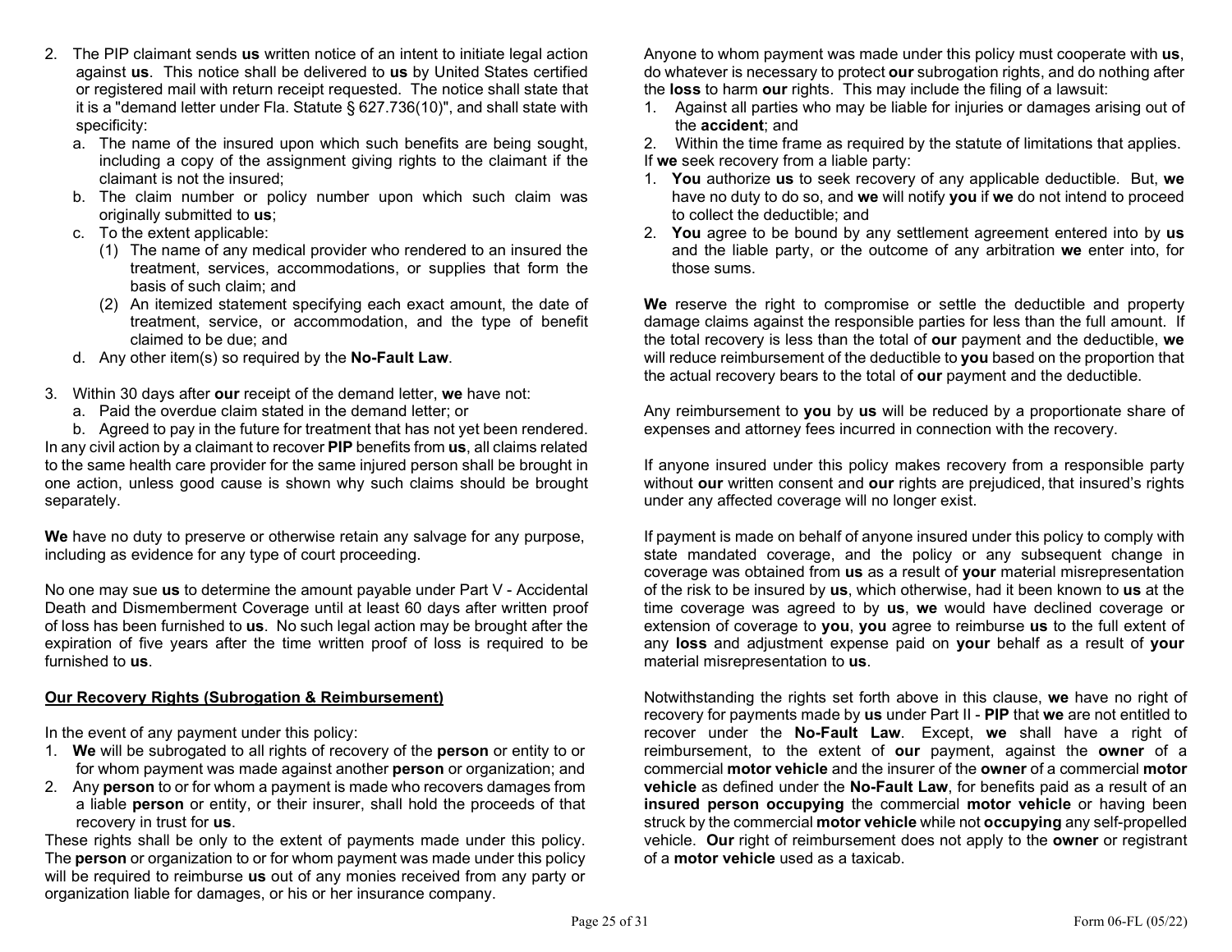2. The PIP claimant sends **us** written notice of an intent to initiate legal action against **us**. This notice shall be delivered to **us** by United States certified or registered mail with return receipt requested. The notice shall state that it is a "demand letter under Fla. Statute § 627.736(10)", and shall state with specificity:
   a. The name of the insured upon which such benefits are being sought, including a copy of the assignment giving rights to the claimant if the claimant is not the insured;
   b. The claim number or policy number upon which such claim was originally submitted to **us**;
   c. To the extent applicable:
      (1) The name of any medical provider who rendered to an insured the treatment, services, accommodations, or supplies that form the basis of such claim; and
      (2) An itemized statement specifying each exact amount, the date of treatment, service, or accommodation, and the type of benefit claimed to be due; and
   d. Any other item(s) so required by the **No-Fault Law**.

3. Within 30 days after **our** receipt of the demand letter, **we** have not:
   a. Paid the overdue claim stated in the demand letter; or
   b. Agreed to pay in the future for treatment that has not yet been rendered.

In any civil action by a claimant to recover **PIP** benefits from **us**, all claims related to the same health care provider for the same injured person shall be brought in one action, unless good cause is shown why such claims should be brought separately.

**We** have no duty to preserve or otherwise retain any salvage for any purpose, including as evidence for any type of court proceeding.

No one may sue **us** to determine the amount payable under Part V - Accidental Death and Dismemberment Coverage until at least 60 days after written proof of loss has been furnished to **us**. No such legal action may be brought after the expiration of five years after the time written proof of loss is required to be furnished to **us**.

**Our Recovery Rights (Subrogation & Reimbursement)**

In the event of any payment under this policy:
1. **We** will be subrogated to all rights of recovery of the **person** or entity to or for whom payment was made against another **person** or organization; and
2. Any **person** to or for whom a payment is made who recovers damages from a liable **person** or entity, or their insurer, shall hold the proceeds of that recovery in trust for **us**.

These rights shall be only to the extent of payments made under this policy. The **person** or organization to or for whom payment was made under this policy will be required to reimburse **us** out of any monies received from any party or organization liable for damages, or his or her insurance company.

Anyone to whom payment was made under this policy must cooperate with **us**, do whatever is necessary to protect **our** subrogation rights, and do nothing after the **loss** to harm **our** rights. This may include the filing of a lawsuit:
1. Against all parties who may be liable for injuries or damages arising out of the **accident**; and
2. Within the time frame as required by the statute of limitations that applies.

If **we** seek recovery from a liable party:
1. **You** authorize **us** to seek recovery of any applicable deductible. But, **we** have no duty to do so, and **we** will notify **you** if **we** do not intend to proceed to collect the deductible; and
2. **You** agree to be bound by any settlement agreement entered into by **us** and the liable party, or the outcome of any arbitration **we** enter into, for those sums.

**We** reserve the right to compromise or settle the deductible and property damage claims against the responsible parties for less than the full amount. If the total recovery is less than the total of **our** payment and the deductible, **we** will reduce reimbursement of the deductible to **you** based on the proportion that the actual recovery bears to the total of **our** payment and the deductible.

Any reimbursement to **you** by **us** will be reduced by a proportionate share of expenses and attorney fees incurred in connection with the recovery.

If anyone insured under this policy makes recovery from a responsible party without **our** written consent and **our** rights are prejudiced, that insured's rights under any affected coverage will no longer exist.

If payment is made on behalf of anyone insured under this policy to comply with state mandated coverage, and the policy or any subsequent change in coverage was obtained from **us** as a result of **your** material misrepresentation of the risk to be insured by **us**, which otherwise, had it been known to **us** at the time coverage was agreed to by **us**, **we** would have declined coverage or extension of coverage to **you**, **you** agree to reimburse **us** to the full extent of any **loss** and adjustment expense paid on **your** behalf as a result of **your** material misrepresentation to **us**.

Notwithstanding the rights set forth above in this clause, **we** have no right of recovery for payments made by **us** under Part II - **PIP** that **we** are not entitled to recover under the **No-Fault Law**. Except, **we** shall have a right of reimbursement, to the extent of **our** payment, against the **owner** of a commercial **motor vehicle** and the insurer of the **owner** of a commercial **motor vehicle** as defined under the **No-Fault Law**, for benefits paid as a result of an **insured person occupying** the commercial **motor vehicle** or having been struck by the commercial **motor vehicle** while not **occupying** any self-propelled vehicle. **Our** right of reimbursement does not apply to the **owner** or registrant of a **motor vehicle** used as a taxicab.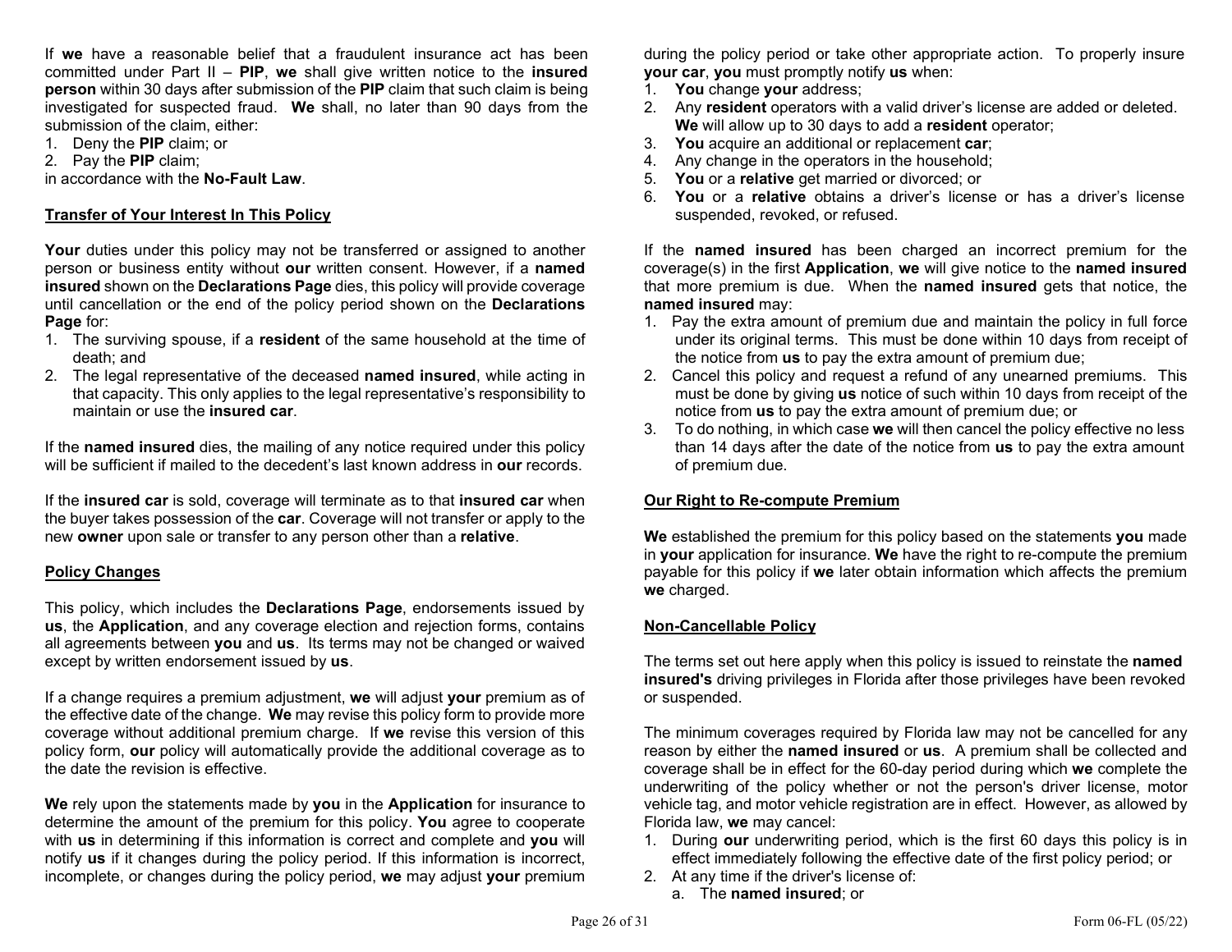If **we** have a reasonable belief that a fraudulent insurance act has been committed under Part II – **PIP**, **we** shall give written notice to the **insured person** within 30 days after submission of the **PIP** claim that such claim is being investigated for suspected fraud. **We** shall, no later than 90 days from the submission of the claim, either:

1. Deny the **PIP** claim; or
2. Pay the **PIP** claim;

in accordance with the **No-Fault Law**.

## Transfer of Your Interest In This Policy

**Your** duties under this policy may not be transferred or assigned to another person or business entity without **our** written consent. However, if a **named insured** shown on the **Declarations Page** dies, this policy will provide coverage until cancellation or the end of the policy period shown on the **Declarations Page** for:

1. The surviving spouse, if a **resident** of the same household at the time of death; and
2. The legal representative of the deceased **named insured**, while acting in that capacity. This only applies to the legal representative's responsibility to maintain or use the **insured car**.

If the **named insured** dies, the mailing of any notice required under this policy will be sufficient if mailed to the decedent's last known address in **our** records.

If the **insured car** is sold, coverage will terminate as to that **insured car** when the buyer takes possession of the **car**. Coverage will not transfer or apply to the new **owner** upon sale or transfer to any person other than a **relative**.

## Policy Changes

This policy, which includes the **Declarations Page**, endorsements issued by **us**, the **Application**, and any coverage election and rejection forms, contains all agreements between **you** and **us**. Its terms may not be changed or waived except by written endorsement issued by **us**.

If a change requires a premium adjustment, **we** will adjust **your** premium as of the effective date of the change. **We** may revise this policy form to provide more coverage without additional premium charge. If **we** revise this version of this policy form, **our** policy will automatically provide the additional coverage as to the date the revision is effective.

**We** rely upon the statements made by **you** in the **Application** for insurance to determine the amount of the premium for this policy. **You** agree to cooperate with **us** in determining if this information is correct and complete and **you** will notify **us** if it changes during the policy period. If this information is incorrect, incomplete, or changes during the policy period, **we** may adjust **your** premium during the policy period or take other appropriate action. To properly insure **your car**, **you** must promptly notify **us** when:

1. **You** change **your** address;
2. Any **resident** operators with a valid driver's license are added or deleted. **We** will allow up to 30 days to add a **resident** operator;
3. **You** acquire an additional or replacement **car**;
4. Any change in the operators in the household;
5. **You** or a **relative** get married or divorced; or
6. **You** or a **relative** obtains a driver's license or has a driver's license suspended, revoked, or refused.

If the **named insured** has been charged an incorrect premium for the coverage(s) in the first **Application**, **we** will give notice to the **named insured** that more premium is due. When the **named insured** gets that notice, the **named insured** may:

1. Pay the extra amount of premium due and maintain the policy in full force under its original terms. This must be done within 10 days from receipt of the notice from **us** to pay the extra amount of premium due;
2. Cancel this policy and request a refund of any unearned premiums. This must be done by giving **us** notice of such within 10 days from receipt of the notice from **us** to pay the extra amount of premium due; or
3. To do nothing, in which case **we** will then cancel the policy effective no less than 14 days after the date of the notice from **us** to pay the extra amount of premium due.

## Our Right to Re-compute Premium

**We** established the premium for this policy based on the statements **you** made in **your** application for insurance. **We** have the right to re-compute the premium payable for this policy if **we** later obtain information which affects the premium **we** charged.

## Non-Cancellable Policy

The terms set out here apply when this policy is issued to reinstate the **named insured's** driving privileges in Florida after those privileges have been revoked or suspended.

The minimum coverages required by Florida law may not be cancelled for any reason by either the **named insured** or **us**. A premium shall be collected and coverage shall be in effect for the 60-day period during which **we** complete the underwriting of the policy whether or not the person's driver license, motor vehicle tag, and motor vehicle registration are in effect. However, as allowed by Florida law, **we** may cancel:

1. During **our** underwriting period, which is the first 60 days this policy is in effect immediately following the effective date of the first policy period; or
2. At any time if the driver's license of:
   a. The **named insured**; or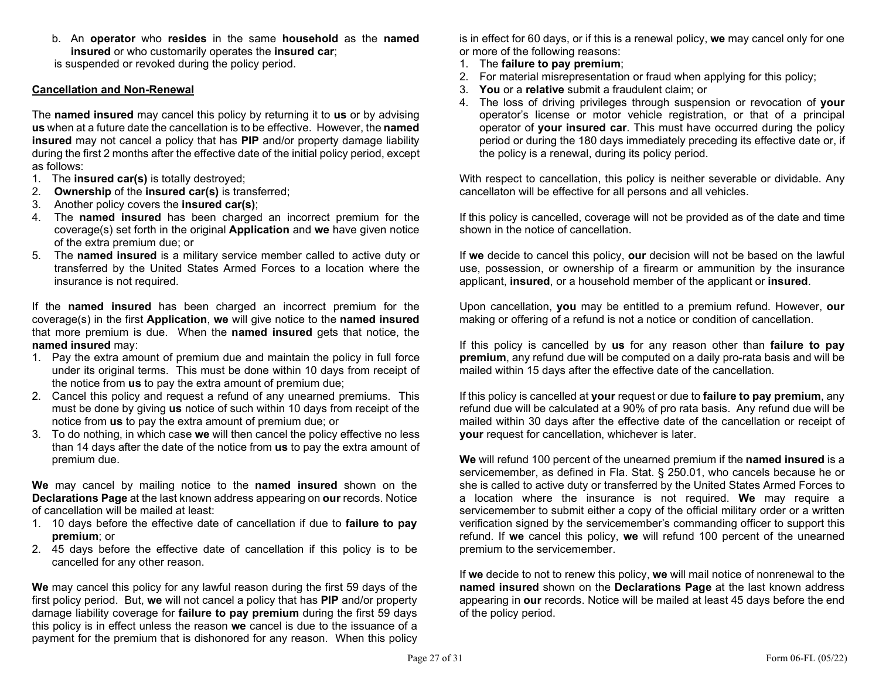b. An **operator** who **resides** in the same **household** as the **named insured** or who customarily operates the **insured car**;

is suspended or revoked during the policy period.

**Cancellation and Non-Renewal**

The **named insured** may cancel this policy by returning it to **us** or by advising **us** when at a future date the cancellation is to be effective. However, the **named insured** may not cancel a policy that has **PIP** and/or property damage liability during the first 2 months after the effective date of the initial policy period, except as follows:

1. The **insured car(s)** is totally destroyed;
2. **Ownership** of the **insured car(s)** is transferred;
3. Another policy covers the **insured car(s)**;
4. The **named insured** has been charged an incorrect premium for the coverage(s) set forth in the original **Application** and **we** have given notice of the extra premium due; or
5. The **named insured** is a military service member called to active duty or transferred by the United States Armed Forces to a location where the insurance is not required.

If the **named insured** has been charged an incorrect premium for the coverage(s) in the first **Application**, **we** will give notice to the **named insured** that more premium is due. When the **named insured** gets that notice, the **named insured** may:

1. Pay the extra amount of premium due and maintain the policy in full force under its original terms. This must be done within 10 days from receipt of the notice from **us** to pay the extra amount of premium due;
2. Cancel this policy and request a refund of any unearned premiums. This must be done by giving **us** notice of such within 10 days from receipt of the notice from **us** to pay the extra amount of premium due; or
3. To do nothing, in which case **we** will then cancel the policy effective no less than 14 days after the date of the notice from **us** to pay the extra amount of premium due.

**We** may cancel by mailing notice to the **named insured** shown on the **Declarations Page** at the last known address appearing on **our** records. Notice of cancellation will be mailed at least:

1. 10 days before the effective date of cancellation if due to **failure to pay premium**; or
2. 45 days before the effective date of cancellation if this policy is to be cancelled for any other reason.

**We** may cancel this policy for any lawful reason during the first 59 days of the first policy period. But, **we** will not cancel a policy that has **PIP** and/or property damage liability coverage for **failure to pay premium** during the first 59 days this policy is in effect unless the reason **we** cancel is due to the issuance of a payment for the premium that is dishonored for any reason. When this policy is in effect for 60 days, or if this is a renewal policy, **we** may cancel only for one or more of the following reasons:

1. The **failure to pay premium**;
2. For material misrepresentation or fraud when applying for this policy;
3. **You** or a **relative** submit a fraudulent claim; or
4. The loss of driving privileges through suspension or revocation of **your** operator's license or motor vehicle registration, or that of a principal operator of **your insured car**. This must have occurred during the policy period or during the 180 days immediately preceding its effective date or, if the policy is a renewal, during its policy period.

With respect to cancellation, this policy is neither severable or dividable. Any cancellaton will be effective for all persons and all vehicles.

If this policy is cancelled, coverage will not be provided as of the date and time shown in the notice of cancellation.

If **we** decide to cancel this policy, **our** decision will not be based on the lawful use, possession, or ownership of a firearm or ammunition by the insurance applicant, **insured**, or a household member of the applicant or **insured**.

Upon cancellation, **you** may be entitled to a premium refund. However, **our** making or offering of a refund is not a notice or condition of cancellation.

If this policy is cancelled by **us** for any reason other than **failure to pay premium**, any refund due will be computed on a daily pro-rata basis and will be mailed within 15 days after the effective date of the cancellation.

If this policy is cancelled at **your** request or due to **failure to pay premium**, any refund due will be calculated at a 90% of pro rata basis. Any refund due will be mailed within 30 days after the effective date of the cancellation or receipt of **your** request for cancellation, whichever is later.

**We** will refund 100 percent of the unearned premium if the **named insured** is a servicemember, as defined in Fla. Stat. § 250.01, who cancels because he or she is called to active duty or transferred by the United States Armed Forces to a location where the insurance is not required. **We** may require a servicemember to submit either a copy of the official military order or a written verification signed by the servicemember's commanding officer to support this refund. If **we** cancel this policy, **we** will refund 100 percent of the unearned premium to the servicemember.

If **we** decide to not to renew this policy, **we** will mail notice of nonrenewal to the **named insured** shown on the **Declarations Page** at the last known address appearing in **our** records. Notice will be mailed at least 45 days before the end of the policy period.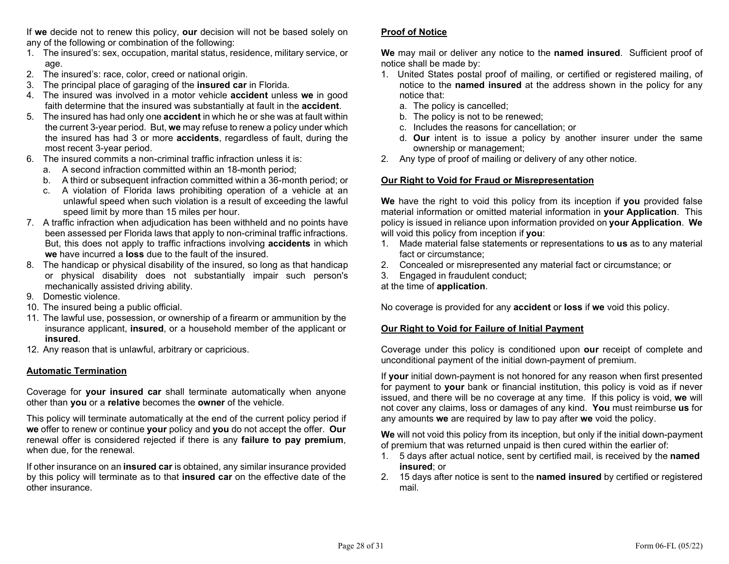If **we** decide not to renew this policy, **our** decision will not be based solely on any of the following or combination of the following:

1. The insured's: sex, occupation, marital status, residence, military service, or age.
2. The insured's: race, color, creed or national origin.
3. The principal place of garaging of the **insured car** in Florida.
4. The insured was involved in a motor vehicle **accident** unless **we** in good faith determine that the insured was substantially at fault in the **accident**.
5. The insured has had only one **accident** in which he or she was at fault within the current 3-year period. But, **we** may refuse to renew a policy under which the insured has had 3 or more **accidents**, regardless of fault, during the most recent 3-year period.
6. The insured commits a non-criminal traffic infraction unless it is:
   a. A second infraction committed within an 18-month period;
   b. A third or subsequent infraction committed within a 36-month period; or
   c. A violation of Florida laws prohibiting operation of a vehicle at an unlawful speed when such violation is a result of exceeding the lawful speed limit by more than 15 miles per hour.
7. A traffic infraction when adjudication has been withheld and no points have been assessed per Florida laws that apply to non-criminal traffic infractions. But, this does not apply to traffic infractions involving **accidents** in which **we** have incurred a **loss** due to the fault of the insured.
8. The handicap or physical disability of the insured, so long as that handicap or physical disability does not substantially impair such person's mechanically assisted driving ability.
9. Domestic violence.
10. The insured being a public official.
11. The lawful use, possession, or ownership of a firearm or ammunition by the insurance applicant, **insured**, or a household member of the applicant or **insured**.
12. Any reason that is unlawful, arbitrary or capricious.

## Automatic Termination

Coverage for **your insured car** shall terminate automatically when anyone other than **you** or a **relative** becomes the **owner** of the vehicle.

This policy will terminate automatically at the end of the current policy period if **we** offer to renew or continue **your** policy and **you** do not accept the offer. **Our** renewal offer is considered rejected if there is any **failure to pay premium**, when due, for the renewal.

If other insurance on an **insured car** is obtained, any similar insurance provided by this policy will terminate as to that **insured car** on the effective date of the other insurance.

## Proof of Notice

**We** may mail or deliver any notice to the **named insured**. Sufficient proof of notice shall be made by:

1. United States postal proof of mailing, or certified or registered mailing, of notice to the **named insured** at the address shown in the policy for any notice that:
   a. The policy is cancelled;
   b. The policy is not to be renewed;
   c. Includes the reasons for cancellation; or
   d. **Our** intent is to issue a policy by another insurer under the same ownership or management;
2. Any type of proof of mailing or delivery of any other notice.

## Our Right to Void for Fraud or Misrepresentation

**We** have the right to void this policy from its inception if **you** provided false material information or omitted material information in **your Application**. This policy is issued in reliance upon information provided on **your Application**. **We** will void this policy from inception if **you**:

1. Made material false statements or representations to **us** as to any material fact or circumstance;
2. Concealed or misrepresented any material fact or circumstance; or
3. Engaged in fraudulent conduct;

at the time of **application**.

No coverage is provided for any **accident** or **loss** if **we** void this policy.

## Our Right to Void for Failure of Initial Payment

Coverage under this policy is conditioned upon **our** receipt of complete and unconditional payment of the initial down-payment of premium.

If **your** initial down-payment is not honored for any reason when first presented for payment to **your** bank or financial institution, this policy is void as if never issued, and there will be no coverage at any time. If this policy is void, **we** will not cover any claims, loss or damages of any kind. **You** must reimburse **us** for any amounts **we** are required by law to pay after **we** void the policy.

**We** will not void this policy from its inception, but only if the initial down-payment of premium that was returned unpaid is then cured within the earlier of:

1. 5 days after actual notice, sent by certified mail, is received by the **named insured**; or
2. 15 days after notice is sent to the **named insured** by certified or registered mail.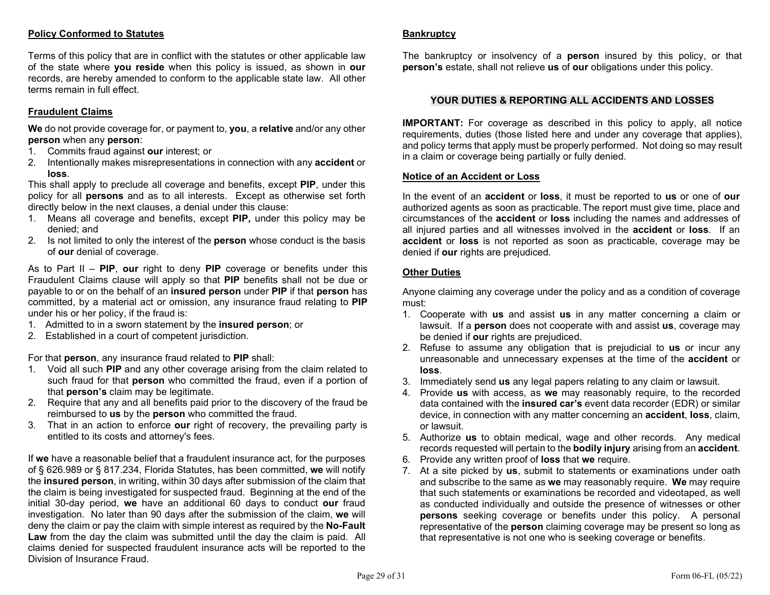**Policy Conformed to Statutes**

Terms of this policy that are in conflict with the statutes or other applicable law of the state where **you reside** when this policy is issued, as shown in **our** records, are hereby amended to conform to the applicable state law. All other terms remain in full effect.

**Fraudulent Claims**

**We** do not provide coverage for, or payment to, **you**, a **relative** and/or any other **person** when any **person**:

1. Commits fraud against **our** interest; or
2. Intentionally makes misrepresentations in connection with any **accident** or **loss**.

This shall apply to preclude all coverage and benefits, except **PIP**, under this policy for all **persons** and as to all interests. Except as otherwise set forth directly below in the next clauses, a denial under this clause:

1. Means all coverage and benefits, except **PIP,** under this policy may be denied; and
2. Is not limited to only the interest of the **person** whose conduct is the basis of **our** denial of coverage.

As to Part II – **PIP**, **our** right to deny **PIP** coverage or benefits under this Fraudulent Claims clause will apply so that **PIP** benefits shall not be due or payable to or on the behalf of an **insured person** under **PIP** if that **person** has committed, by a material act or omission, any insurance fraud relating to **PIP** under his or her policy, if the fraud is:

1. Admitted to in a sworn statement by the **insured person**; or
2. Established in a court of competent jurisdiction.

For that **person**, any insurance fraud related to **PIP** shall:

1. Void all such **PIP** and any other coverage arising from the claim related to such fraud for that **person** who committed the fraud, even if a portion of that **person's** claim may be legitimate.
2. Require that any and all benefits paid prior to the discovery of the fraud be reimbursed to **us** by the **person** who committed the fraud.
3. That in an action to enforce **our** right of recovery, the prevailing party is entitled to its costs and attorney's fees.

If **we** have a reasonable belief that a fraudulent insurance act, for the purposes of § 626.989 or § 817.234, Florida Statutes, has been committed, **we** will notify the **insured person**, in writing, within 30 days after submission of the claim that the claim is being investigated for suspected fraud. Beginning at the end of the initial 30-day period, **we** have an additional 60 days to conduct **our** fraud investigation. No later than 90 days after the submission of the claim, **we** will deny the claim or pay the claim with simple interest as required by the **No-Fault Law** from the day the claim was submitted until the day the claim is paid. All claims denied for suspected fraudulent insurance acts will be reported to the Division of Insurance Fraud.

**Bankruptcy**

The bankruptcy or insolvency of a **person** insured by this policy, or that **person's** estate, shall not relieve **us** of **our** obligations under this policy.

## YOUR DUTIES & REPORTING ALL ACCIDENTS AND LOSSES

**IMPORTANT:** For coverage as described in this policy to apply, all notice requirements, duties (those listed here and under any coverage that applies), and policy terms that apply must be properly performed. Not doing so may result in a claim or coverage being partially or fully denied.

**Notice of an Accident or Loss**

In the event of an **accident** or **loss**, it must be reported to **us** or one of **our** authorized agents as soon as practicable. The report must give time, place and circumstances of the **accident** or **loss** including the names and addresses of all injured parties and all witnesses involved in the **accident** or **loss**. If an **accident** or **loss** is not reported as soon as practicable, coverage may be denied if **our** rights are prejudiced.

**Other Duties**

Anyone claiming any coverage under the policy and as a condition of coverage must:

1. Cooperate with **us** and assist **us** in any matter concerning a claim or lawsuit. If a **person** does not cooperate with and assist **us**, coverage may be denied if **our** rights are prejudiced.
2. Refuse to assume any obligation that is prejudicial to **us** or incur any unreasonable and unnecessary expenses at the time of the **accident** or **loss**.
3. Immediately send **us** any legal papers relating to any claim or lawsuit.
4. Provide **us** with access, as **we** may reasonably require, to the recorded data contained with the **insured car's** event data recorder (EDR) or similar device, in connection with any matter concerning an **accident**, **loss**, claim, or lawsuit.
5. Authorize **us** to obtain medical, wage and other records. Any medical records requested will pertain to the **bodily injury** arising from an **accident**.
6. Provide any written proof of **loss** that **we** require.
7. At a site picked by **us**, submit to statements or examinations under oath and subscribe to the same as **we** may reasonably require. **We** may require that such statements or examinations be recorded and videotaped, as well as conducted individually and outside the presence of witnesses or other **persons** seeking coverage or benefits under this policy. A personal representative of the **person** claiming coverage may be present so long as that representative is not one who is seeking coverage or benefits.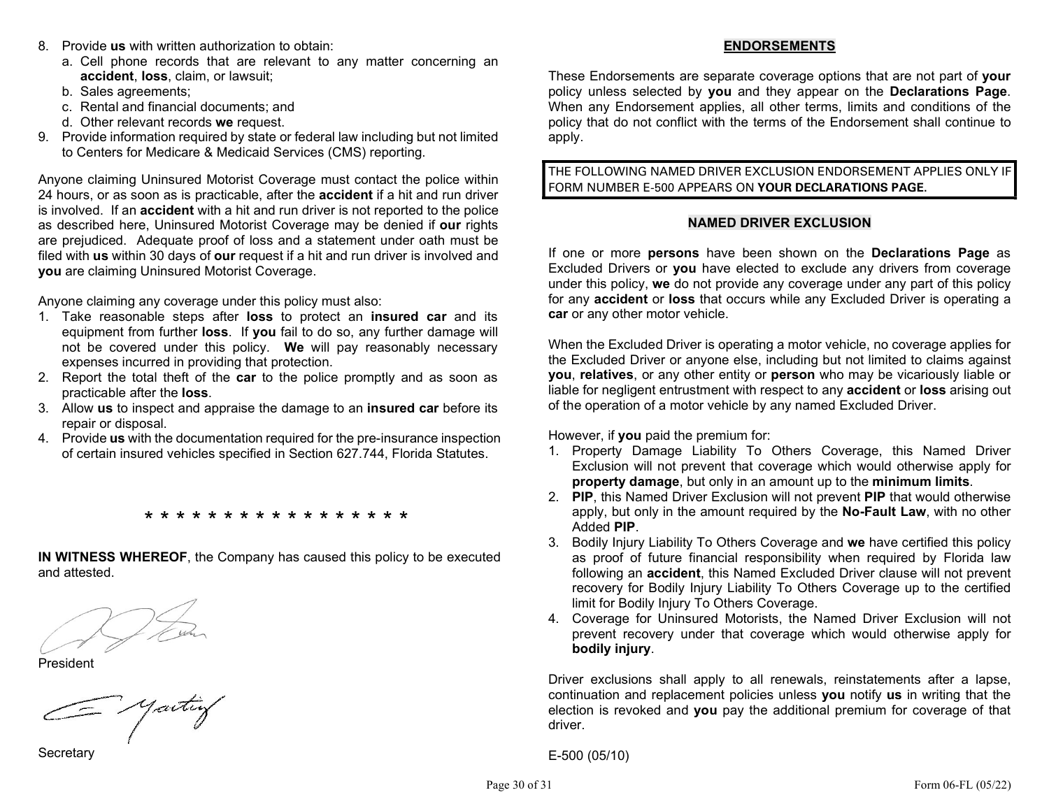8. Provide **us** with written authorization to obtain:
    a. Cell phone records that are relevant to any matter concerning an **accident**, **loss**, claim, or lawsuit;
    b. Sales agreements;
    c. Rental and financial documents; and
    d. Other relevant records **we** request.
9. Provide information required by state or federal law including but not limited to Centers for Medicare & Medicaid Services (CMS) reporting.

Anyone claiming Uninsured Motorist Coverage must contact the police within 24 hours, or as soon as is practicable, after the **accident** if a hit and run driver is involved. If an **accident** with a hit and run driver is not reported to the police as described here, Uninsured Motorist Coverage may be denied if **our** rights are prejudiced. Adequate proof of loss and a statement under oath must be filed with **us** within 30 days of **our** request if a hit and run driver is involved and **you** are claiming Uninsured Motorist Coverage.

Anyone claiming any coverage under this policy must also:

1. Take reasonable steps after **loss** to protect an **insured car** and its equipment from further **loss**. If **you** fail to do so, any further damage will not be covered under this policy. **We** will pay reasonably necessary expenses incurred in providing that protection.
2. Report the total theft of the **car** to the police promptly and as soon as practicable after the **loss**.
3. Allow **us** to inspect and appraise the damage to an **insured car** before its repair or disposal.
4. Provide **us** with the documentation required for the pre-insurance inspection of certain insured vehicles specified in Section 627.744, Florida Statutes.

* * * * * * * * * * * * * * * * *

**IN WITNESS WHEREOF**, the Company has caused this policy to be executed and attested.

President

Secretary

## ENDORSEMENTS

These Endorsements are separate coverage options that are not part of **your** policy unless selected by **you** and they appear on the **Declarations Page**. When any Endorsement applies, all other terms, limits and conditions of the policy that do not conflict with the terms of the Endorsement shall continue to apply.

THE FOLLOWING NAMED DRIVER EXCLUSION ENDORSEMENT APPLIES ONLY IF FORM NUMBER E-500 APPEARS ON **YOUR DECLARATIONS PAGE.**

### NAMED DRIVER EXCLUSION

If one or more **persons** have been shown on the **Declarations Page** as Excluded Drivers or **you** have elected to exclude any drivers from coverage under this policy, **we** do not provide any coverage under any part of this policy for any **accident** or **loss** that occurs while any Excluded Driver is operating a **car** or any other motor vehicle.

When the Excluded Driver is operating a motor vehicle, no coverage applies for the Excluded Driver or anyone else, including but not limited to claims against **you**, **relatives**, or any other entity or **person** who may be vicariously liable or liable for negligent entrustment with respect to any **accident** or **loss** arising out of the operation of a motor vehicle by any named Excluded Driver.

However, if **you** paid the premium for:

1. Property Damage Liability To Others Coverage, this Named Driver Exclusion will not prevent that coverage which would otherwise apply for **property damage**, but only in an amount up to the **minimum limits**.
2. **PIP**, this Named Driver Exclusion will not prevent **PIP** that would otherwise apply, but only in the amount required by the **No-Fault Law**, with no other Added **PIP**.
3. Bodily Injury Liability To Others Coverage and **we** have certified this policy as proof of future financial responsibility when required by Florida law following an **accident**, this Named Excluded Driver clause will not prevent recovery for Bodily Injury Liability To Others Coverage up to the certified limit for Bodily Injury To Others Coverage.
4. Coverage for Uninsured Motorists, the Named Driver Exclusion will not prevent recovery under that coverage which would otherwise apply for **bodily injury**.

Driver exclusions shall apply to all renewals, reinstatements after a lapse, continuation and replacement policies unless **you** notify **us** in writing that the election is revoked and **you** pay the additional premium for coverage of that driver.

E-500 (05/10)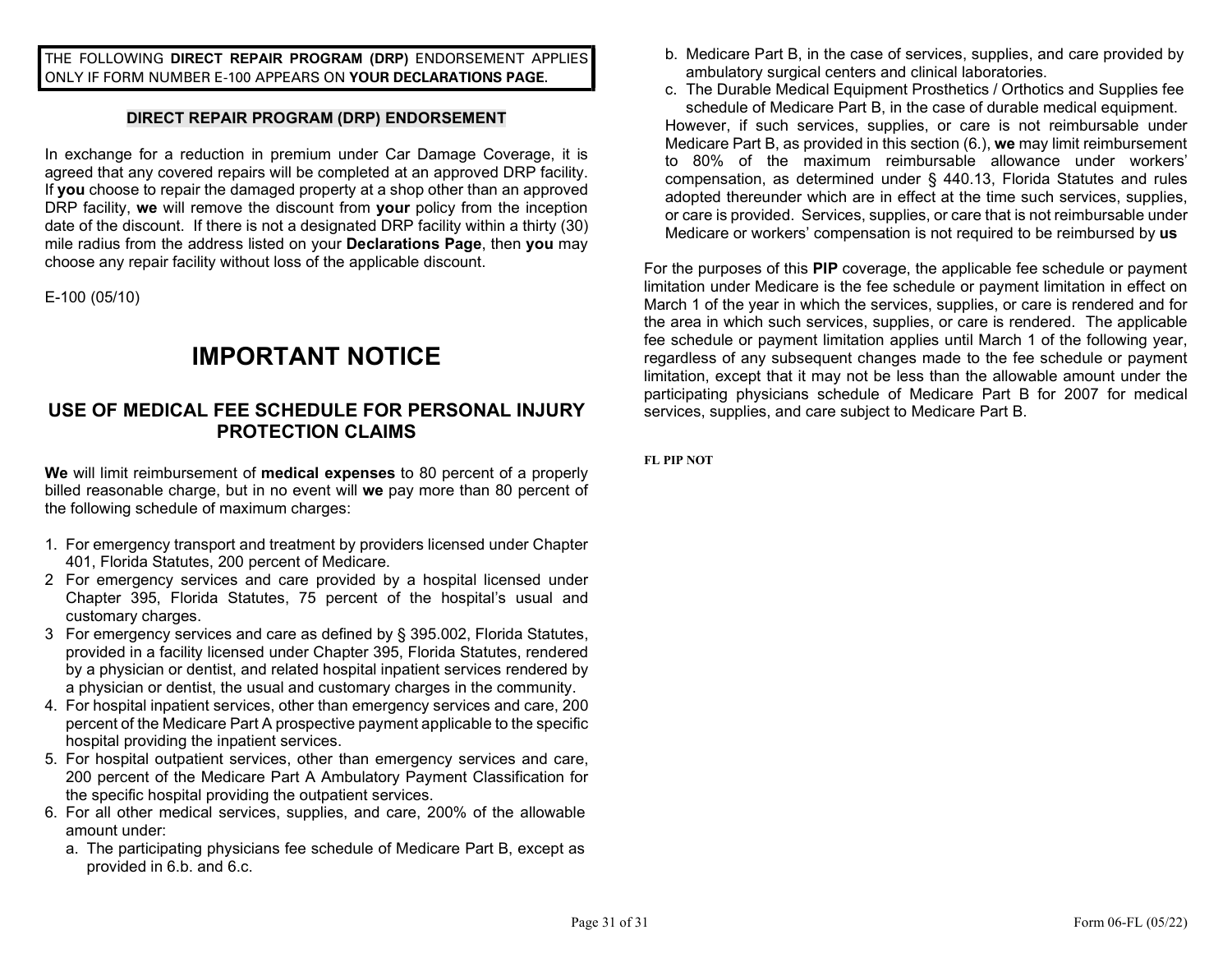THE FOLLOWING **DIRECT REPAIR PROGRAM (DRP)** ENDORSEMENT APPLIES ONLY IF FORM NUMBER E-100 APPEARS ON **YOUR DECLARATIONS PAGE**.

**DIRECT REPAIR PROGRAM (DRP) ENDORSEMENT**

In exchange for a reduction in premium under Car Damage Coverage, it is agreed that any covered repairs will be completed at an approved DRP facility. If **you** choose to repair the damaged property at a shop other than an approved DRP facility, **we** will remove the discount from **your** policy from the inception date of the discount. If there is not a designated DRP facility within a thirty (30) mile radius from the address listed on your **Declarations Page**, then **you** may choose any repair facility without loss of the applicable discount.

E-100 (05/10)

# IMPORTANT NOTICE

## USE OF MEDICAL FEE SCHEDULE FOR PERSONAL INJURY PROTECTION CLAIMS

**We** will limit reimbursement of **medical expenses** to 80 percent of a properly billed reasonable charge, but in no event will **we** pay more than 80 percent of the following schedule of maximum charges:

1. For emergency transport and treatment by providers licensed under Chapter 401, Florida Statutes, 200 percent of Medicare.
2. For emergency services and care provided by a hospital licensed under Chapter 395, Florida Statutes, 75 percent of the hospital's usual and customary charges.
3. For emergency services and care as defined by § 395.002, Florida Statutes, provided in a facility licensed under Chapter 395, Florida Statutes, rendered by a physician or dentist, and related hospital inpatient services rendered by a physician or dentist, the usual and customary charges in the community.
4. For hospital inpatient services, other than emergency services and care, 200 percent of the Medicare Part A prospective payment applicable to the specific hospital providing the inpatient services.
5. For hospital outpatient services, other than emergency services and care, 200 percent of the Medicare Part A Ambulatory Payment Classification for the specific hospital providing the outpatient services.
6. For all other medical services, supplies, and care, 200% of the allowable amount under:
   a. The participating physicians fee schedule of Medicare Part B, except as provided in 6.b. and 6.c.
   b. Medicare Part B, in the case of services, supplies, and care provided by ambulatory surgical centers and clinical laboratories.
   c. The Durable Medical Equipment Prosthetics / Orthotics and Supplies fee schedule of Medicare Part B, in the case of durable medical equipment.

   However, if such services, supplies, or care is not reimbursable under Medicare Part B, as provided in this section (6.), **we** may limit reimbursement to 80% of the maximum reimbursable allowance under workers' compensation, as determined under § 440.13, Florida Statutes and rules adopted thereunder which are in effect at the time such services, supplies, or care is provided. Services, supplies, or care that is not reimbursable under Medicare or workers' compensation is not required to be reimbursed by **us**

For the purposes of this **PIP** coverage, the applicable fee schedule or payment limitation under Medicare is the fee schedule or payment limitation in effect on March 1 of the year in which the services, supplies, or care is rendered and for the area in which such services, supplies, or care is rendered. The applicable fee schedule or payment limitation applies until March 1 of the following year, regardless of any subsequent changes made to the fee schedule or payment limitation, except that it may not be less than the allowable amount under the participating physicians schedule of Medicare Part B for 2007 for medical services, supplies, and care subject to Medicare Part B.

**FL PIP NOT**

Form 06-FL (05/22)